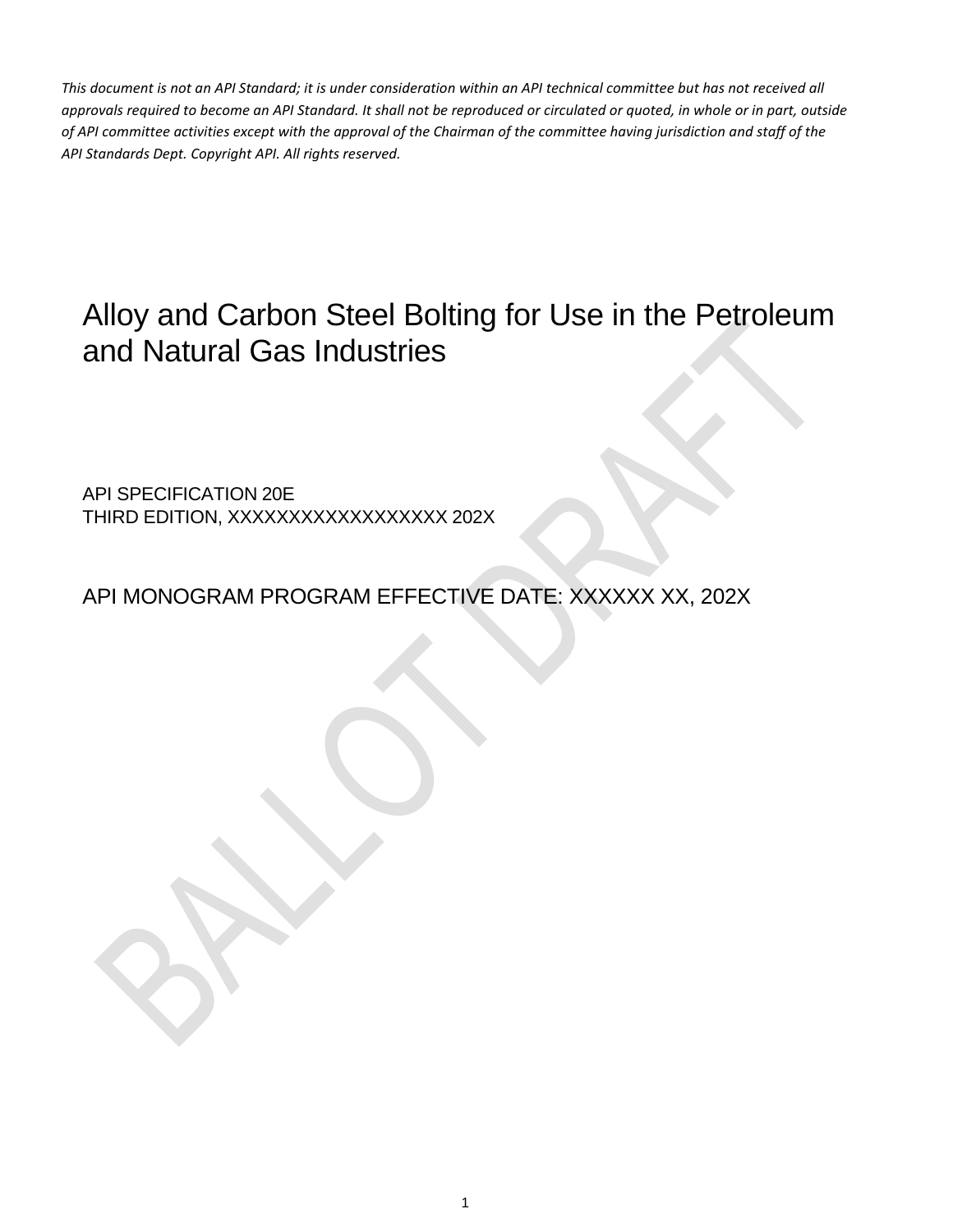*This document is not an API Standard; it is under consideration within an API technical committee but has not received all approvals required to become an API Standard. It shall not be reproduced or circulated or quoted, in whole or in part, outside of API committee activities except with the approval of the Chairman of the committee having jurisdiction and staff of the API Standards Dept. Copyright API. All rights reserved.*

# Alloy and Carbon Steel Bolting for Use in the Petroleum and Natural Gas Industries

API SPECIFICATION 20E
THIRD EDITION, XXXXXXXXXXXXXXXXXX 202X

API MONOGRAM PROGRAM EFFECTIVE DATE: XXXXXX XX, 202X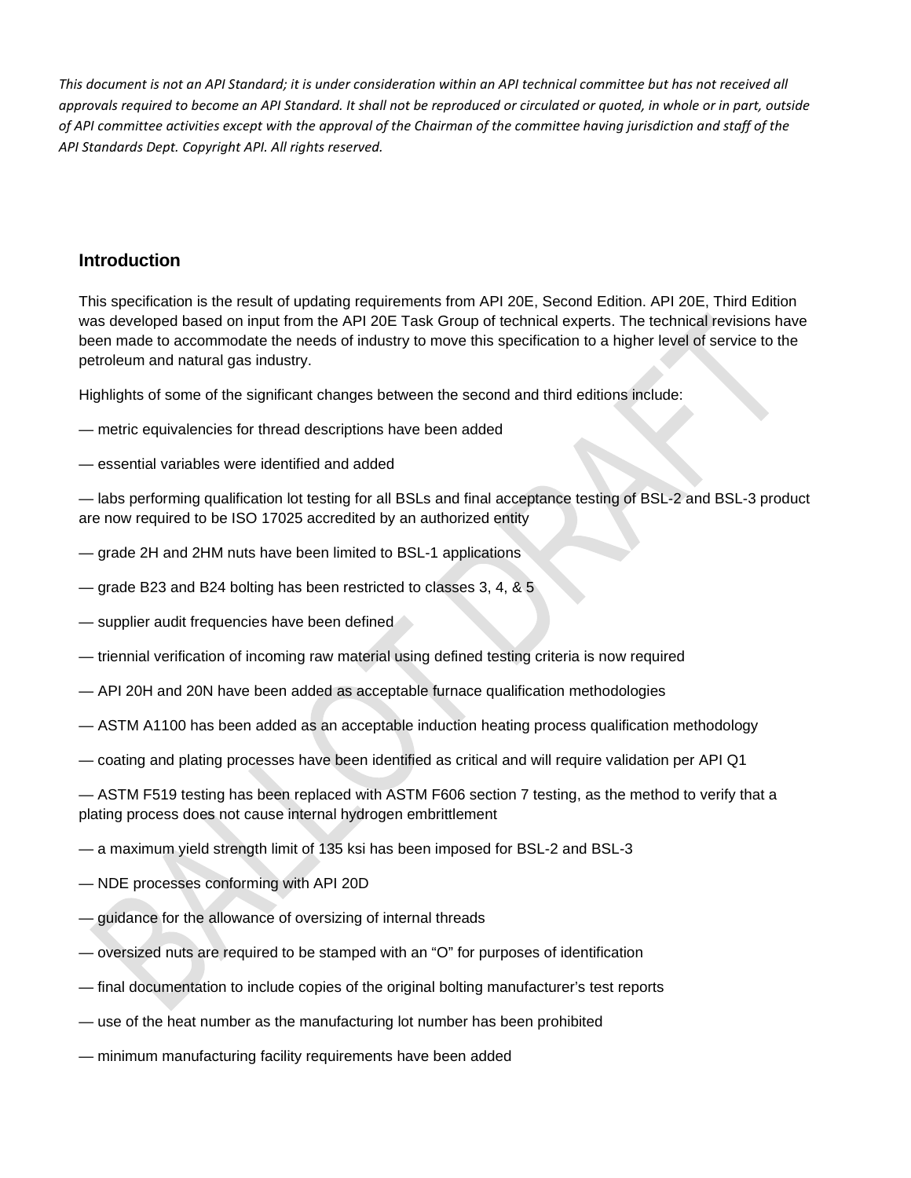*This document is not an API Standard; it is under consideration within an API technical committee but has not received all approvals required to become an API Standard. It shall not be reproduced or circulated or quoted, in whole or in part, outside of API committee activities except with the approval of the Chairman of the committee having jurisdiction and staff of the API Standards Dept. Copyright API. All rights reserved.*

## Introduction

This specification is the result of updating requirements from API 20E, Second Edition. API 20E, Third Edition was developed based on input from the API 20E Task Group of technical experts. The technical revisions have been made to accommodate the needs of industry to move this specification to a higher level of service to the petroleum and natural gas industry.

Highlights of some of the significant changes between the second and third editions include:

— metric equivalencies for thread descriptions have been added

— essential variables were identified and added

— labs performing qualification lot testing for all BSLs and final acceptance testing of BSL-2 and BSL-3 product are now required to be ISO 17025 accredited by an authorized entity

— grade 2H and 2HM nuts have been limited to BSL-1 applications

— grade B23 and B24 bolting has been restricted to classes 3, 4, & 5

— supplier audit frequencies have been defined

— triennial verification of incoming raw material using defined testing criteria is now required

— API 20H and 20N have been added as acceptable furnace qualification methodologies

— ASTM A1100 has been added as an acceptable induction heating process qualification methodology

— coating and plating processes have been identified as critical and will require validation per API Q1

— ASTM F519 testing has been replaced with ASTM F606 section 7 testing, as the method to verify that a plating process does not cause internal hydrogen embrittlement

— a maximum yield strength limit of 135 ksi has been imposed for BSL-2 and BSL-3

— NDE processes conforming with API 20D

— guidance for the allowance of oversizing of internal threads

— oversized nuts are required to be stamped with an “O” for purposes of identification

— final documentation to include copies of the original bolting manufacturer’s test reports

— use of the heat number as the manufacturing lot number has been prohibited

— minimum manufacturing facility requirements have been added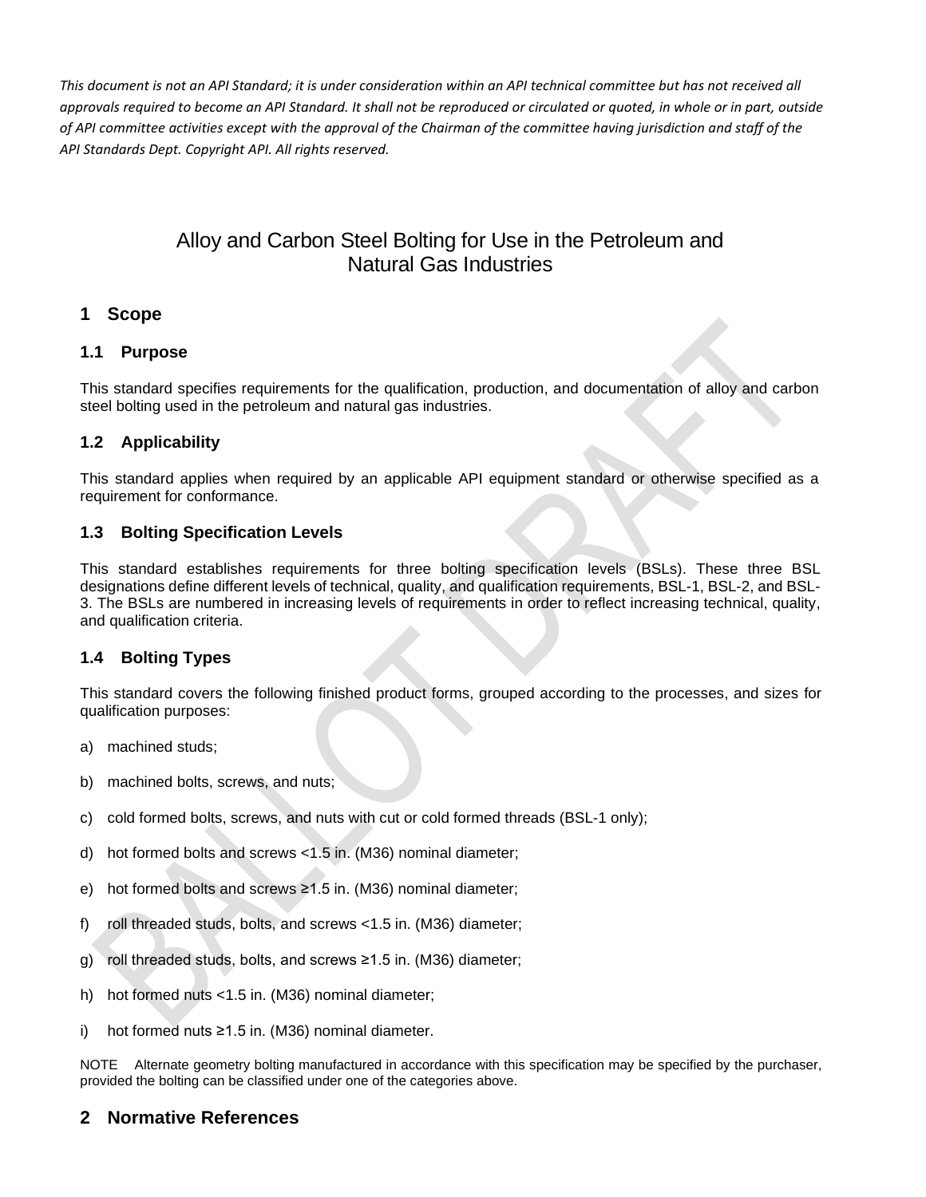*This document is not an API Standard; it is under consideration within an API technical committee but has not received all approvals required to become an API Standard. It shall not be reproduced or circulated or quoted, in whole or in part, outside of API committee activities except with the approval of the Chairman of the committee having jurisdiction and staff of the API Standards Dept. Copyright API. All rights reserved.*

# Alloy and Carbon Steel Bolting for Use in the Petroleum and Natural Gas Industries

## 1 Scope

### 1.1 Purpose

This standard specifies requirements for the qualification, production, and documentation of alloy and carbon steel bolting used in the petroleum and natural gas industries.

### 1.2 Applicability

This standard applies when required by an applicable API equipment standard or otherwise specified as a requirement for conformance.

### 1.3 Bolting Specification Levels

This standard establishes requirements for three bolting specification levels (BSLs). These three BSL designations define different levels of technical, quality, and qualification requirements, BSL-1, BSL-2, and BSL-3. The BSLs are numbered in increasing levels of requirements in order to reflect increasing technical, quality, and qualification criteria.

### 1.4 Bolting Types

This standard covers the following finished product forms, grouped according to the processes, and sizes for qualification purposes:

a) machined studs;

b) machined bolts, screws, and nuts;

c) cold formed bolts, screws, and nuts with cut or cold formed threads (BSL-1 only);

d) hot formed bolts and screws <1.5 in. (M36) nominal diameter;

e) hot formed bolts and screws ≥1.5 in. (M36) nominal diameter;

f) roll threaded studs, bolts, and screws <1.5 in. (M36) diameter;

g) roll threaded studs, bolts, and screws ≥1.5 in. (M36) diameter;

h) hot formed nuts <1.5 in. (M36) nominal diameter;

i) hot formed nuts ≥1.5 in. (M36) nominal diameter.

NOTE Alternate geometry bolting manufactured in accordance with this specification may be specified by the purchaser, provided the bolting can be classified under one of the categories above.

## 2 Normative References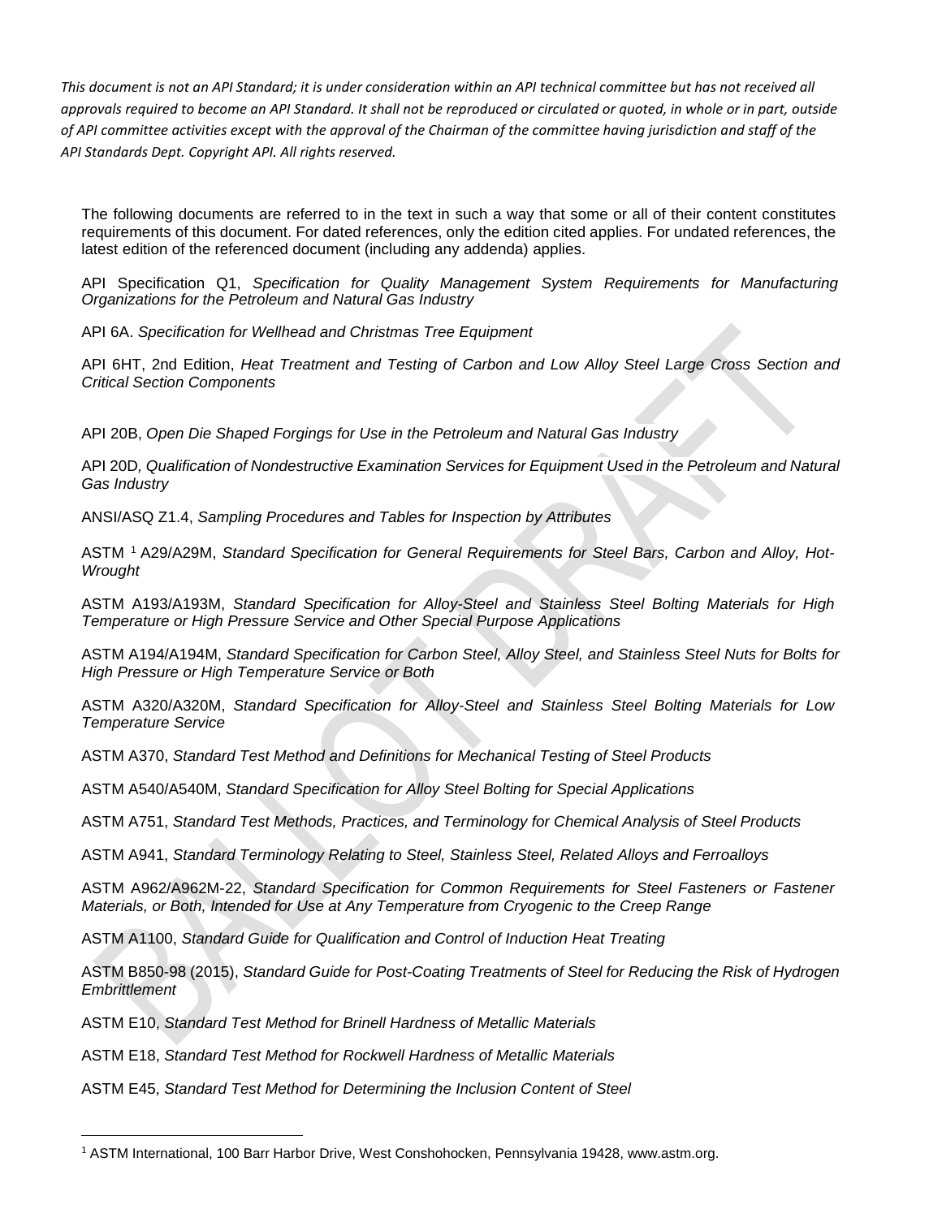*This document is not an API Standard; it is under consideration within an API technical committee but has not received all approvals required to become an API Standard. It shall not be reproduced or circulated or quoted, in whole or in part, outside of API committee activities except with the approval of the Chairman of the committee having jurisdiction and staff of the API Standards Dept. Copyright API. All rights reserved.*

The following documents are referred to in the text in such a way that some or all of their content constitutes requirements of this document. For dated references, only the edition cited applies. For undated references, the latest edition of the referenced document (including any addenda) applies.

API Specification Q1, *Specification for Quality Management System Requirements for Manufacturing Organizations for the Petroleum and Natural Gas Industry*

API 6A. *Specification for Wellhead and Christmas Tree Equipment*

API 6HT, 2nd Edition, *Heat Treatment and Testing of Carbon and Low Alloy Steel Large Cross Section and Critical Section Components*

API 20B, *Open Die Shaped Forgings for Use in the Petroleum and Natural Gas Industry*

API 20D*, Qualification of Nondestructive Examination Services for Equipment Used in the Petroleum and Natural Gas Industry*

ANSI/ASQ Z1.4, *Sampling Procedures and Tables for Inspection by Attributes*

ASTM [1] A29/A29M, *Standard Specification for General Requirements for Steel Bars, Carbon and Alloy, Hot-Wrought*

ASTM A193/A193M, *Standard Specification for Alloy-Steel and Stainless Steel Bolting Materials for High Temperature or High Pressure Service and Other Special Purpose Applications*

ASTM A194/A194M, *Standard Specification for Carbon Steel, Alloy Steel, and Stainless Steel Nuts for Bolts for High Pressure or High Temperature Service or Both*

ASTM A320/A320M, *Standard Specification for Alloy-Steel and Stainless Steel Bolting Materials for Low Temperature Service*

ASTM A370, *Standard Test Method and Definitions for Mechanical Testing of Steel Products*

ASTM A540/A540M, *Standard Specification for Alloy Steel Bolting for Special Applications*

ASTM A751, *Standard Test Methods, Practices, and Terminology for Chemical Analysis of Steel Products*

ASTM A941, *Standard Terminology Relating to Steel, Stainless Steel, Related Alloys and Ferroalloys*

ASTM A962/A962M-22, *Standard Specification for Common Requirements for Steel Fasteners or Fastener Materials, or Both, Intended for Use at Any Temperature from Cryogenic to the Creep Range*

ASTM A1100, *Standard Guide for Qualification and Control of Induction Heat Treating*

ASTM B850-98 (2015), *Standard Guide for Post-Coating Treatments of Steel for Reducing the Risk of Hydrogen Embrittlement*

ASTM E10, *Standard Test Method for Brinell Hardness of Metallic Materials*

ASTM E18, *Standard Test Method for Rockwell Hardness of Metallic Materials*

ASTM E45, *Standard Test Method for Determining the Inclusion Content of Steel*

---

[1] ASTM International, 100 Barr Harbor Drive, West Conshohocken, Pennsylvania 19428, www.astm.org.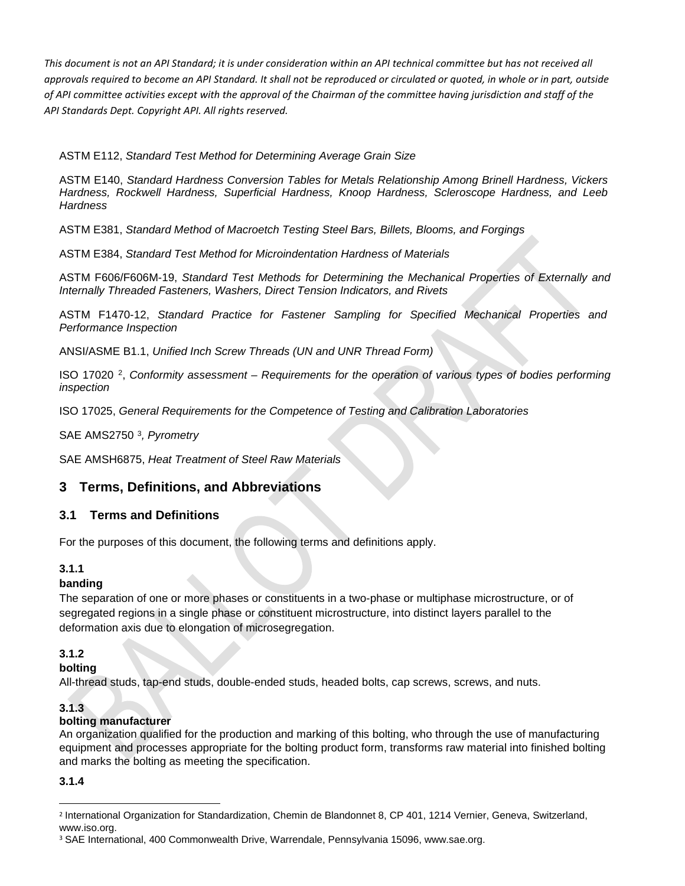ASTM E112, *Standard Test Method for Determining Average Grain Size*

ASTM E140, *Standard Hardness Conversion Tables for Metals Relationship Among Brinell Hardness, Vickers Hardness, Rockwell Hardness, Superficial Hardness, Knoop Hardness, Scleroscope Hardness, and Leeb Hardness*

ASTM E381, *Standard Method of Macroetch Testing Steel Bars, Billets, Blooms, and Forgings*

ASTM E384, *Standard Test Method for Microindentation Hardness of Materials*

ASTM F606/F606M-19, *Standard Test Methods for Determining the Mechanical Properties of Externally and Internally Threaded Fasteners, Washers, Direct Tension Indicators, and Rivets*

ASTM F1470-12, *Standard Practice for Fastener Sampling for Specified Mechanical Properties and Performance Inspection*

ANSI/ASME B1.1, *Unified Inch Screw Threads (UN and UNR Thread Form)*

ISO 17020 [2], *Conformity assessment – Requirements for the operation of various types of bodies performing inspection*

ISO 17025, *General Requirements for the Competence of Testing and Calibration Laboratories*

SAE AMS2750 [3]*, Pyrometry*

SAE AMSH6875, *Heat Treatment of Steel Raw Materials*

# 3 Terms, Definitions, and Abbreviations

## 3.1 Terms and Definitions

For the purposes of this document, the following terms and definitions apply.

**3.1.1**
**banding**
The separation of one or more phases or constituents in a two-phase or multiphase microstructure, or of segregated regions in a single phase or constituent microstructure, into distinct layers parallel to the deformation axis due to elongation of microsegregation.

**3.1.2**
**bolting**
All-thread studs, tap-end studs, double-ended studs, headed bolts, cap screws, screws, and nuts.

**3.1.3**
**bolting manufacturer**
An organization qualified for the production and marking of this bolting, who through the use of manufacturing equipment and processes appropriate for the bolting product form, transforms raw material into finished bolting and marks the bolting as meeting the specification.

**3.1.4**

---

[2] International Organization for Standardization, Chemin de Blandonnet 8, CP 401, 1214 Vernier, Geneva, Switzerland, www.iso.org.

[3] SAE International, 400 Commonwealth Drive, Warrendale, Pennsylvania 15096, www.sae.org.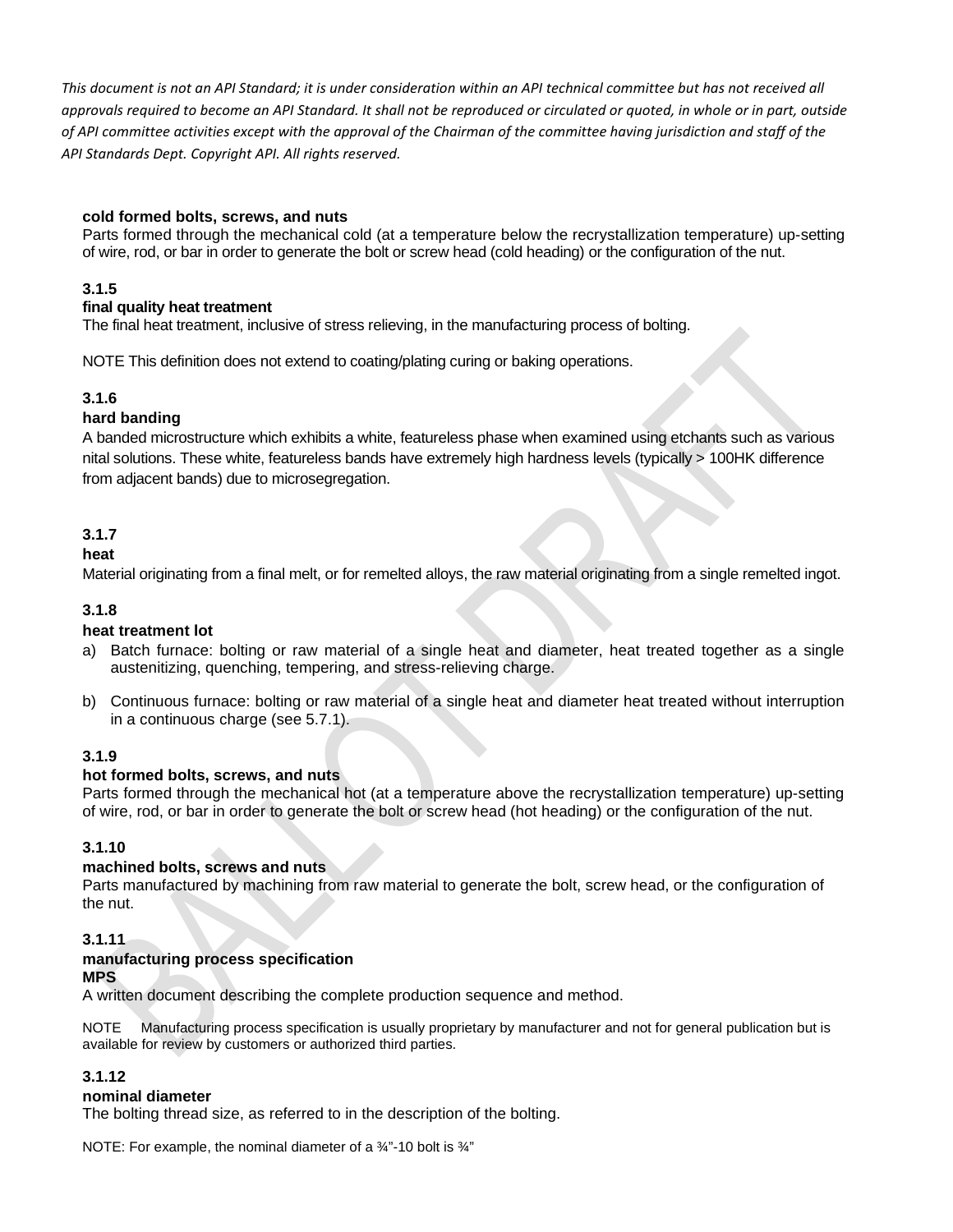*This document is not an API Standard; it is under consideration within an API technical committee but has not received all approvals required to become an API Standard. It shall not be reproduced or circulated or quoted, in whole or in part, outside of API committee activities except with the approval of the Chairman of the committee having jurisdiction and staff of the API Standards Dept. Copyright API. All rights reserved.*

**cold formed bolts, screws, and nuts**
Parts formed through the mechanical cold (at a temperature below the recrystallization temperature) up-setting of wire, rod, or bar in order to generate the bolt or screw head (cold heading) or the configuration of the nut.

**3.1.5**
**final quality heat treatment**
The final heat treatment, inclusive of stress relieving, in the manufacturing process of bolting.

NOTE This definition does not extend to coating/plating curing or baking operations.

**3.1.6**
**hard banding**
A banded microstructure which exhibits a white, featureless phase when examined using etchants such as various nital solutions. These white, featureless bands have extremely high hardness levels (typically > 100HK difference from adjacent bands) due to microsegregation.

**3.1.7**
**heat**
Material originating from a final melt, or for remelted alloys, the raw material originating from a single remelted ingot.

**3.1.8**
**heat treatment lot**

a) Batch furnace: bolting or raw material of a single heat and diameter, heat treated together as a single austenitizing, quenching, tempering, and stress-relieving charge.

b) Continuous furnace: bolting or raw material of a single heat and diameter heat treated without interruption in a continuous charge (see 5.7.1).

**3.1.9**
**hot formed bolts, screws, and nuts**
Parts formed through the mechanical hot (at a temperature above the recrystallization temperature) up-setting of wire, rod, or bar in order to generate the bolt or screw head (hot heading) or the configuration of the nut.

**3.1.10**
**machined bolts, screws and nuts**
Parts manufactured by machining from raw material to generate the bolt, screw head, or the configuration of the nut.

**3.1.11**
**manufacturing process specification**
**MPS**
A written document describing the complete production sequence and method.

NOTE Manufacturing process specification is usually proprietary by manufacturer and not for general publication but is available for review by customers or authorized third parties.

**3.1.12**
**nominal diameter**
The bolting thread size, as referred to in the description of the bolting.

NOTE: For example, the nominal diameter of a ¾"-10 bolt is ¾"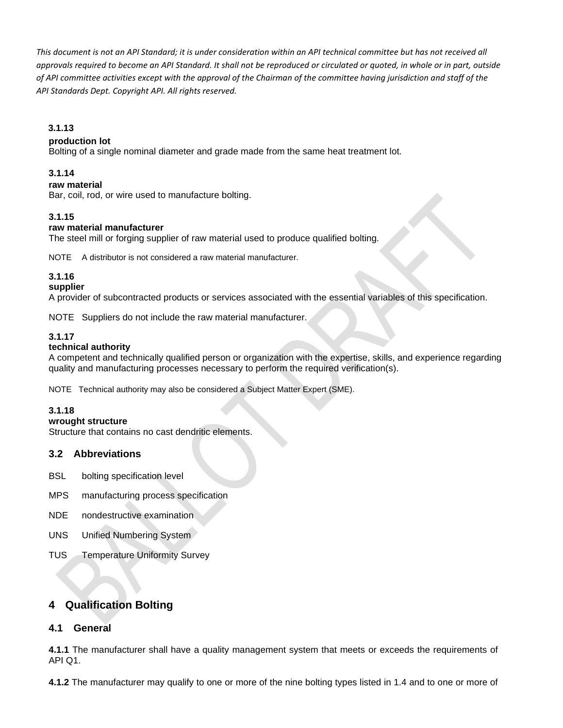*This document is not an API Standard; it is under consideration within an API technical committee but has not received all approvals required to become an API Standard. It shall not be reproduced or circulated or quoted, in whole or in part, outside of API committee activities except with the approval of the Chairman of the committee having jurisdiction and staff of the API Standards Dept. Copyright API. All rights reserved.*

**3.1.13**
**production lot**
Bolting of a single nominal diameter and grade made from the same heat treatment lot.

**3.1.14**
**raw material**
Bar, coil, rod, or wire used to manufacture bolting.

**3.1.15**
**raw material manufacturer**
The steel mill or forging supplier of raw material used to produce qualified bolting.

NOTE A distributor is not considered a raw material manufacturer.

**3.1.16**
**supplier**
A provider of subcontracted products or services associated with the essential variables of this specification.

NOTE Suppliers do not include the raw material manufacturer.

**3.1.17**
**technical authority**
A competent and technically qualified person or organization with the expertise, skills, and experience regarding quality and manufacturing processes necessary to perform the required verification(s).

NOTE Technical authority may also be considered a Subject Matter Expert (SME).

**3.1.18**
**wrought structure**
Structure that contains no cast dendritic elements.

### 3.2 Abbreviations

BSL bolting specification level

MPS manufacturing process specification

NDE nondestructive examination

UNS Unified Numbering System

TUS Temperature Uniformity Survey

## 4 Qualification Bolting

### 4.1 General

**4.1.1** The manufacturer shall have a quality management system that meets or exceeds the requirements of API Q1.

**4.1.2** The manufacturer may qualify to one or more of the nine bolting types listed in 1.4 and to one or more of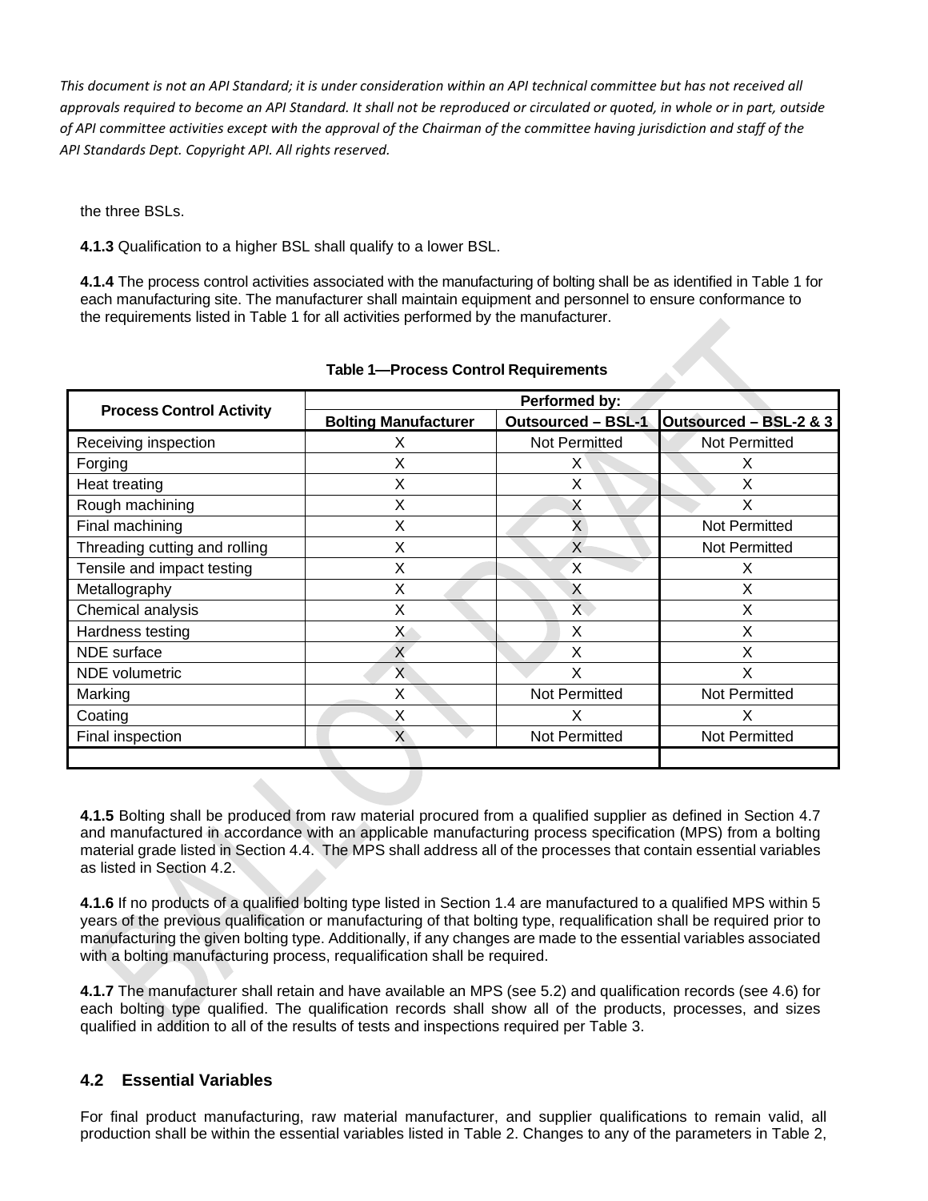the three BSLs.

**4.1.3** Qualification to a higher BSL shall qualify to a lower BSL.

**4.1.4** The process control activities associated with the manufacturing of bolting shall be as identified in Table 1 for each manufacturing site. The manufacturer shall maintain equipment and personnel to ensure conformance to the requirements listed in Table 1 for all activities performed by the manufacturer.

**Table 1—Process Control Requirements**

| Process Control Activity | Performed by: | | |
|---|---|---|---|
| | Bolting Manufacturer | Outsourced – BSL-1 | Outsourced – BSL-2 & 3 |
| Receiving inspection | X | Not Permitted | Not Permitted |
| Forging | X | X | X |
| Heat treating | X | X | X |
| Rough machining | X | X | X |
| Final machining | X | X | Not Permitted |
| Threading cutting and rolling | X | X | Not Permitted |
| Tensile and impact testing | X | X | X |
| Metallography | X | X | X |
| Chemical analysis | X | X | X |
| Hardness testing | X | X | X |
| NDE surface | X | X | X |
| NDE volumetric | X | X | X |
| Marking | X | Not Permitted | Not Permitted |
| Coating | X | X | X |
| Final inspection | X | Not Permitted | Not Permitted |
| | | | |

**4.1.5** Bolting shall be produced from raw material procured from a qualified supplier as defined in Section 4.7 and manufactured in accordance with an applicable manufacturing process specification (MPS) from a bolting material grade listed in Section 4.4. The MPS shall address all of the processes that contain essential variables as listed in Section 4.2.

**4.1.6** If no products of a qualified bolting type listed in Section 1.4 are manufactured to a qualified MPS within 5 years of the previous qualification or manufacturing of that bolting type, requalification shall be required prior to manufacturing the given bolting type. Additionally, if any changes are made to the essential variables associated with a bolting manufacturing process, requalification shall be required.

**4.1.7** The manufacturer shall retain and have available an MPS (see 5.2) and qualification records (see 4.6) for each bolting type qualified. The qualification records shall show all of the products, processes, and sizes qualified in addition to all of the results of tests and inspections required per Table 3.

## 4.2 Essential Variables

For final product manufacturing, raw material manufacturer, and supplier qualifications to remain valid, all production shall be within the essential variables listed in Table 2. Changes to any of the parameters in Table 2,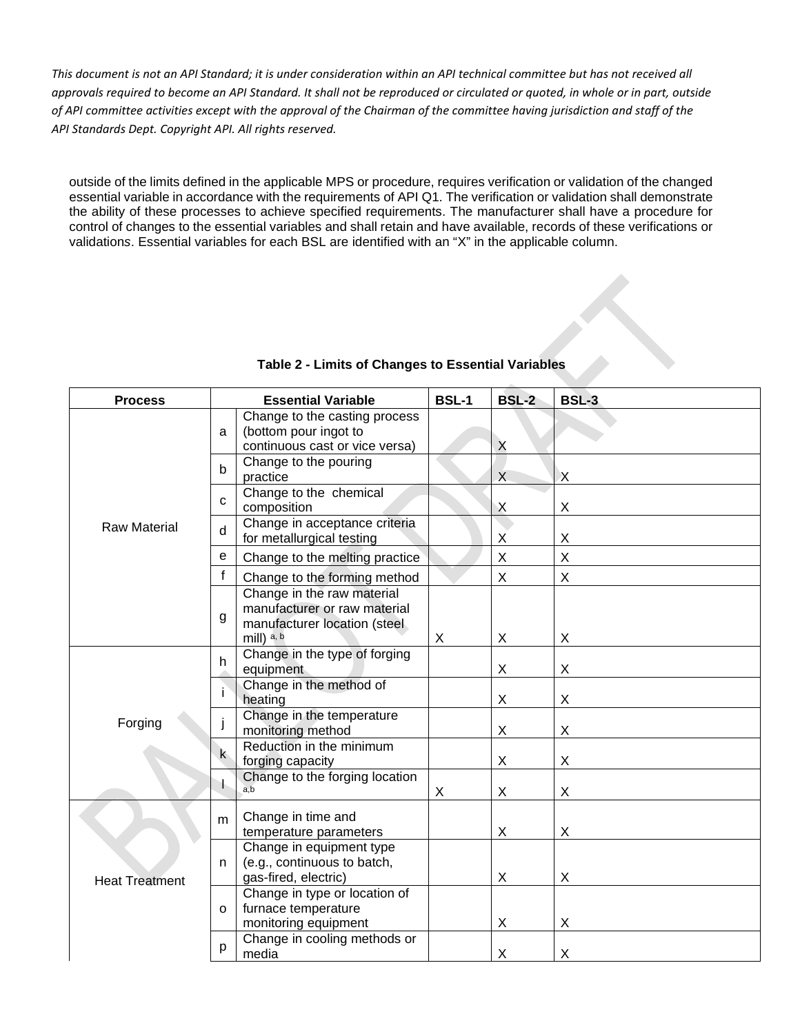outside of the limits defined in the applicable MPS or procedure, requires verification or validation of the changed essential variable in accordance with the requirements of API Q1. The verification or validation shall demonstrate the ability of these processes to achieve specified requirements. The manufacturer shall have a procedure for control of changes to the essential variables and shall retain and have available, records of these verifications or validations. Essential variables for each BSL are identified with an "X" in the applicable column.

**Table 2 - Limits of Changes to Essential Variables**

| Process | Essential Variable | | BSL-1 | BSL-2 | BSL-3 |
|---|---|---|---|---|---|
| Raw Material | a | Change to the casting process (bottom pour ingot to continuous cast or vice versa) | | X | |
| | b | Change to the pouring practice | | X | X |
| | c | Change to the chemical composition | | X | X |
| | d | Change in acceptance criteria for metallurgical testing | | X | X |
| | e | Change to the melting practice | | X | X |
| | f | Change to the forming method | | X | X |
| | g | Change in the raw material manufacturer or raw material manufacturer location (steel mill) [a, b] | X | X | X |
| Forging | h | Change in the type of forging equipment | | X | X |
| | i | Change in the method of heating | | X | X |
| | j | Change in the temperature monitoring method | | X | X |
| | k | Reduction in the minimum forging capacity | | X | X |
| | l | Change to the forging location [a,b] | X | X | X |
| Heat Treatment | m | Change in time and temperature parameters | | X | X |
| | n | Change in equipment type (e.g., continuous to batch, gas-fired, electric) | | X | X |
| | o | Change in type or location of furnace temperature monitoring equipment | | X | X |
| | p | Change in cooling methods or media | | X | X |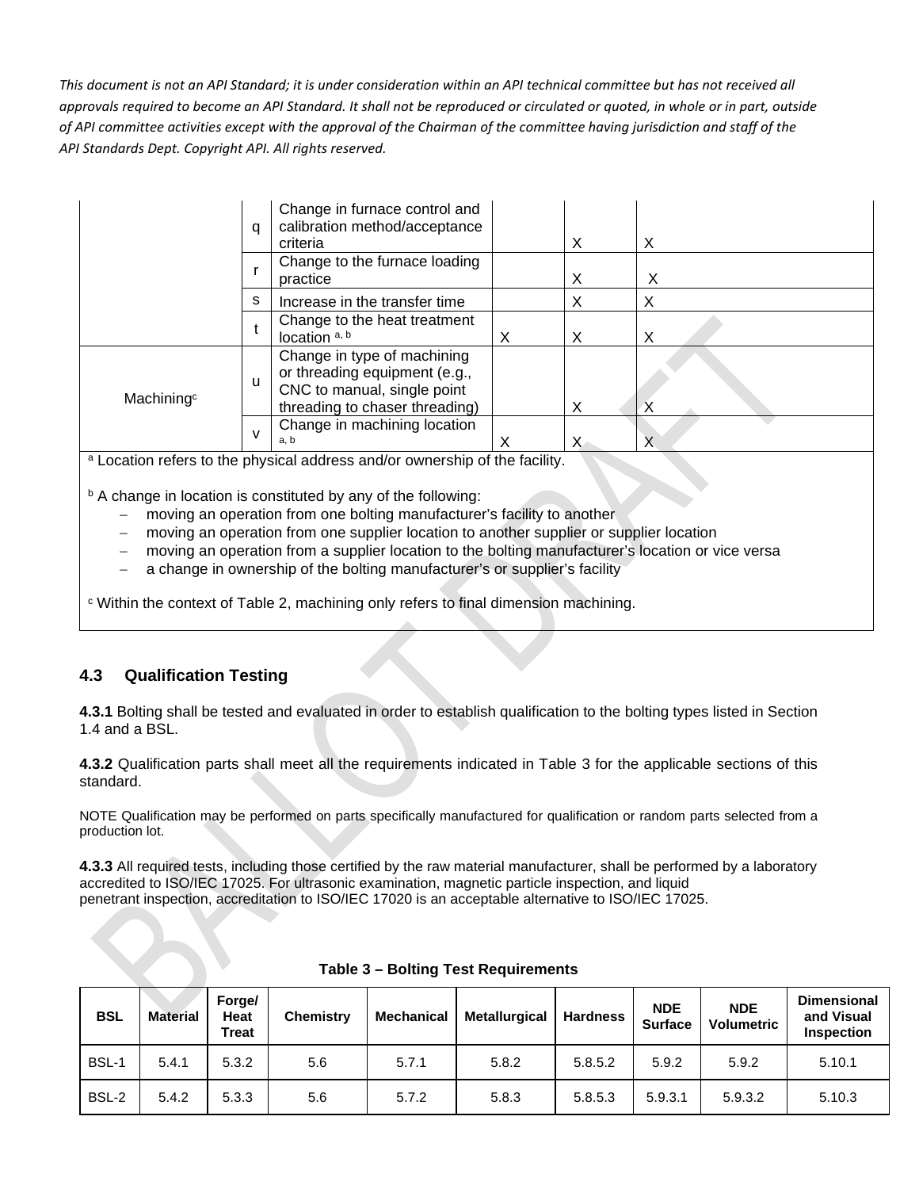*This document is not an API Standard; it is under consideration within an API technical committee but has not received all approvals required to become an API Standard. It shall not be reproduced or circulated or quoted, in whole or in part, outside of API committee activities except with the approval of the Chairman of the committee having jurisdiction and staff of the API Standards Dept. Copyright API. All rights reserved.*

| | | | | | |
|---|---|---|---|---|---|
| | q | Change in furnace control and calibration method/acceptance criteria | | X | X |
| | r | Change to the furnace loading practice | | X | X |
| | s | Increase in the transfer time | | X | X |
| | t | Change to the heat treatment location [a, b] | X | X | X |
| Machining[c] | u | Change in type of machining or threading equipment (e.g., CNC to manual, single point threading to chaser threading) | | X | X |
| | v | Change in machining location [a, b] | X | X | X |

[a] Location refers to the physical address and/or ownership of the facility.

[b] A change in location is constituted by any of the following:

- moving an operation from one bolting manufacturer's facility to another
- moving an operation from one supplier location to another supplier or supplier location
- moving an operation from a supplier location to the bolting manufacturer's location or vice versa
- a change in ownership of the bolting manufacturer's or supplier's facility

[c] Within the context of Table 2, machining only refers to final dimension machining.

## 4.3 Qualification Testing

**4.3.1** Bolting shall be tested and evaluated in order to establish qualification to the bolting types listed in Section 1.4 and a BSL.

**4.3.2** Qualification parts shall meet all the requirements indicated in Table 3 for the applicable sections of this standard.

NOTE Qualification may be performed on parts specifically manufactured for qualification or random parts selected from a production lot.

**4.3.3** All required tests, including those certified by the raw material manufacturer, shall be performed by a laboratory accredited to ISO/IEC 17025. For ultrasonic examination, magnetic particle inspection, and liquid penetrant inspection, accreditation to ISO/IEC 17020 is an acceptable alternative to ISO/IEC 17025.

**Table 3 – Bolting Test Requirements**

| BSL | Material | Forge/ Heat Treat | Chemistry | Mechanical | Metallurgical | Hardness | NDE Surface | NDE Volumetric | Dimensional and Visual Inspection |
|---|---|---|---|---|---|---|---|---|---|
| BSL-1 | 5.4.1 | 5.3.2 | 5.6 | 5.7.1 | 5.8.2 | 5.8.5.2 | 5.9.2 | 5.9.2 | 5.10.1 |
| BSL-2 | 5.4.2 | 5.3.3 | 5.6 | 5.7.2 | 5.8.3 | 5.8.5.3 | 5.9.3.1 | 5.9.3.2 | 5.10.3 |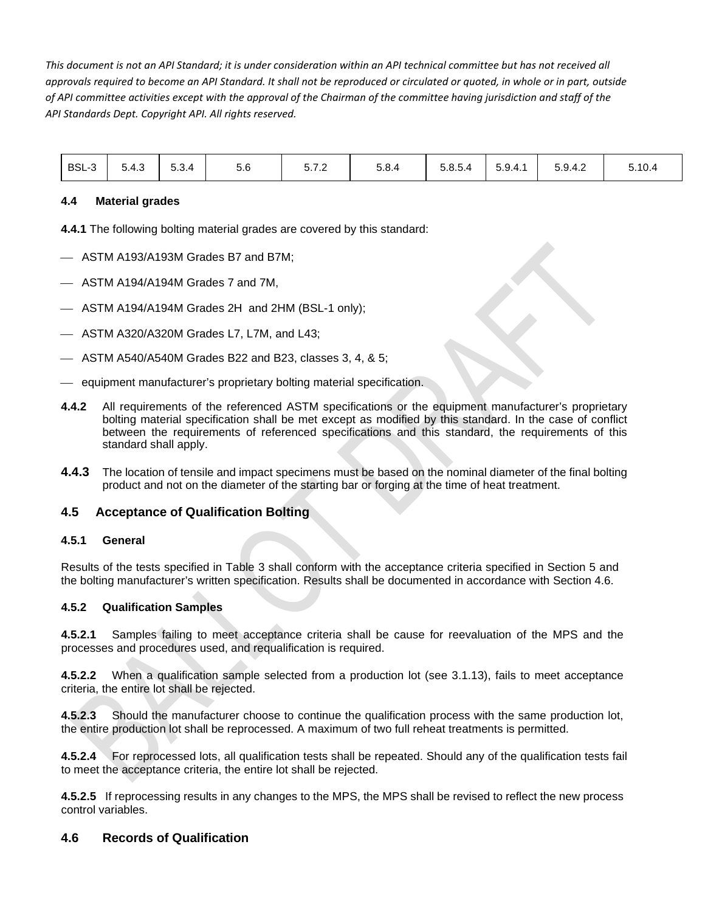*This document is not an API Standard; it is under consideration within an API technical committee but has not received all approvals required to become an API Standard. It shall not be reproduced or circulated or quoted, in whole or in part, outside of API committee activities except with the approval of the Chairman of the committee having jurisdiction and staff of the API Standards Dept. Copyright API. All rights reserved.*

| BSL-3 | 5.4.3 | 5.3.4 | 5.6 | 5.7.2 | 5.8.4 | 5.8.5.4 | 5.9.4.1 | 5.9.4.2 | 5.10.4 |
|---|---|---|---|---|---|---|---|---|---|

### 4.4 Material grades

**4.4.1** The following bolting material grades are covered by this standard:

- ASTM A193/A193M Grades B7 and B7M;
- ASTM A194/A194M Grades 7 and 7M,
- ASTM A194/A194M Grades 2H and 2HM (BSL-1 only);
- ASTM A320/A320M Grades L7, L7M, and L43;
- ASTM A540/A540M Grades B22 and B23, classes 3, 4, & 5;
- equipment manufacturer's proprietary bolting material specification.

**4.4.2** All requirements of the referenced ASTM specifications or the equipment manufacturer's proprietary bolting material specification shall be met except as modified by this standard. In the case of conflict between the requirements of referenced specifications and this standard, the requirements of this standard shall apply.

**4.4.3** The location of tensile and impact specimens must be based on the nominal diameter of the final bolting product and not on the diameter of the starting bar or forging at the time of heat treatment.

## 4.5 Acceptance of Qualification Bolting

### 4.5.1 General

Results of the tests specified in Table 3 shall conform with the acceptance criteria specified in Section 5 and the bolting manufacturer's written specification. Results shall be documented in accordance with Section 4.6.

### 4.5.2 Qualification Samples

**4.5.2.1** Samples failing to meet acceptance criteria shall be cause for reevaluation of the MPS and the processes and procedures used, and requalification is required.

**4.5.2.2** When a qualification sample selected from a production lot (see 3.1.13), fails to meet acceptance criteria, the entire lot shall be rejected.

**4.5.2.3** Should the manufacturer choose to continue the qualification process with the same production lot, the entire production lot shall be reprocessed. A maximum of two full reheat treatments is permitted.

**4.5.2.4** For reprocessed lots, all qualification tests shall be repeated. Should any of the qualification tests fail to meet the acceptance criteria, the entire lot shall be rejected.

**4.5.2.5** If reprocessing results in any changes to the MPS, the MPS shall be revised to reflect the new process control variables.

## 4.6 Records of Qualification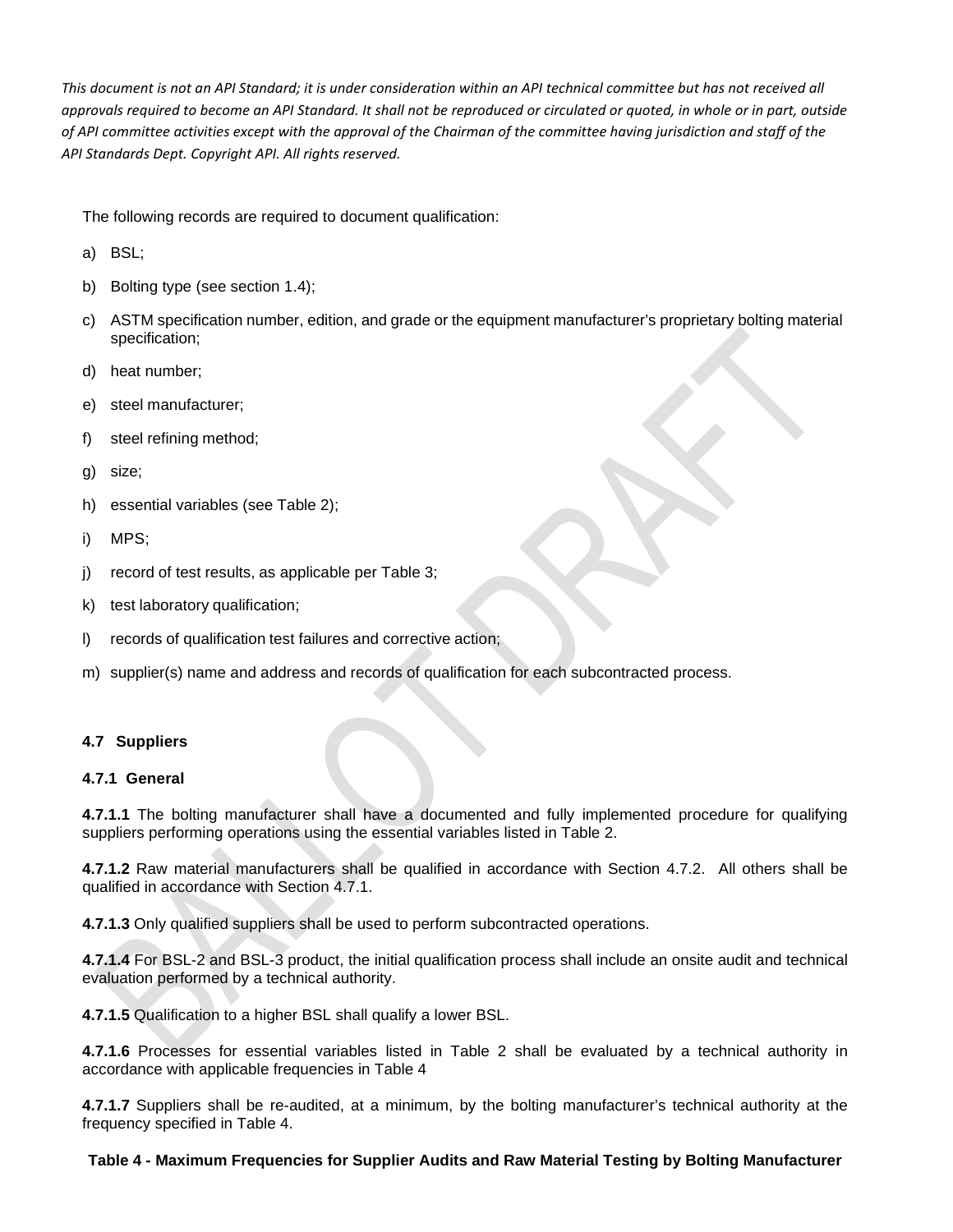*This document is not an API Standard; it is under consideration within an API technical committee but has not received all approvals required to become an API Standard. It shall not be reproduced or circulated or quoted, in whole or in part, outside of API committee activities except with the approval of the Chairman of the committee having jurisdiction and staff of the API Standards Dept. Copyright API. All rights reserved.*

The following records are required to document qualification:

a) BSL;

b) Bolting type (see section 1.4);

c) ASTM specification number, edition, and grade or the equipment manufacturer's proprietary bolting material specification;

d) heat number;

e) steel manufacturer;

f) steel refining method;

g) size;

h) essential variables (see Table 2);

i) MPS;

j) record of test results, as applicable per Table 3;

k) test laboratory qualification;

l) records of qualification test failures and corrective action;

m) supplier(s) name and address and records of qualification for each subcontracted process.

### 4.7 Suppliers

#### 4.7.1 General

**4.7.1.1** The bolting manufacturer shall have a documented and fully implemented procedure for qualifying suppliers performing operations using the essential variables listed in Table 2.

**4.7.1.2** Raw material manufacturers shall be qualified in accordance with Section 4.7.2. All others shall be qualified in accordance with Section 4.7.1.

**4.7.1.3** Only qualified suppliers shall be used to perform subcontracted operations.

**4.7.1.4** For BSL-2 and BSL-3 product, the initial qualification process shall include an onsite audit and technical evaluation performed by a technical authority.

**4.7.1.5** Qualification to a higher BSL shall qualify a lower BSL.

**4.7.1.6** Processes for essential variables listed in Table 2 shall be evaluated by a technical authority in accordance with applicable frequencies in Table 4

**4.7.1.7** Suppliers shall be re-audited, at a minimum, by the bolting manufacturer's technical authority at the frequency specified in Table 4.

**Table 4 - Maximum Frequencies for Supplier Audits and Raw Material Testing by Bolting Manufacturer**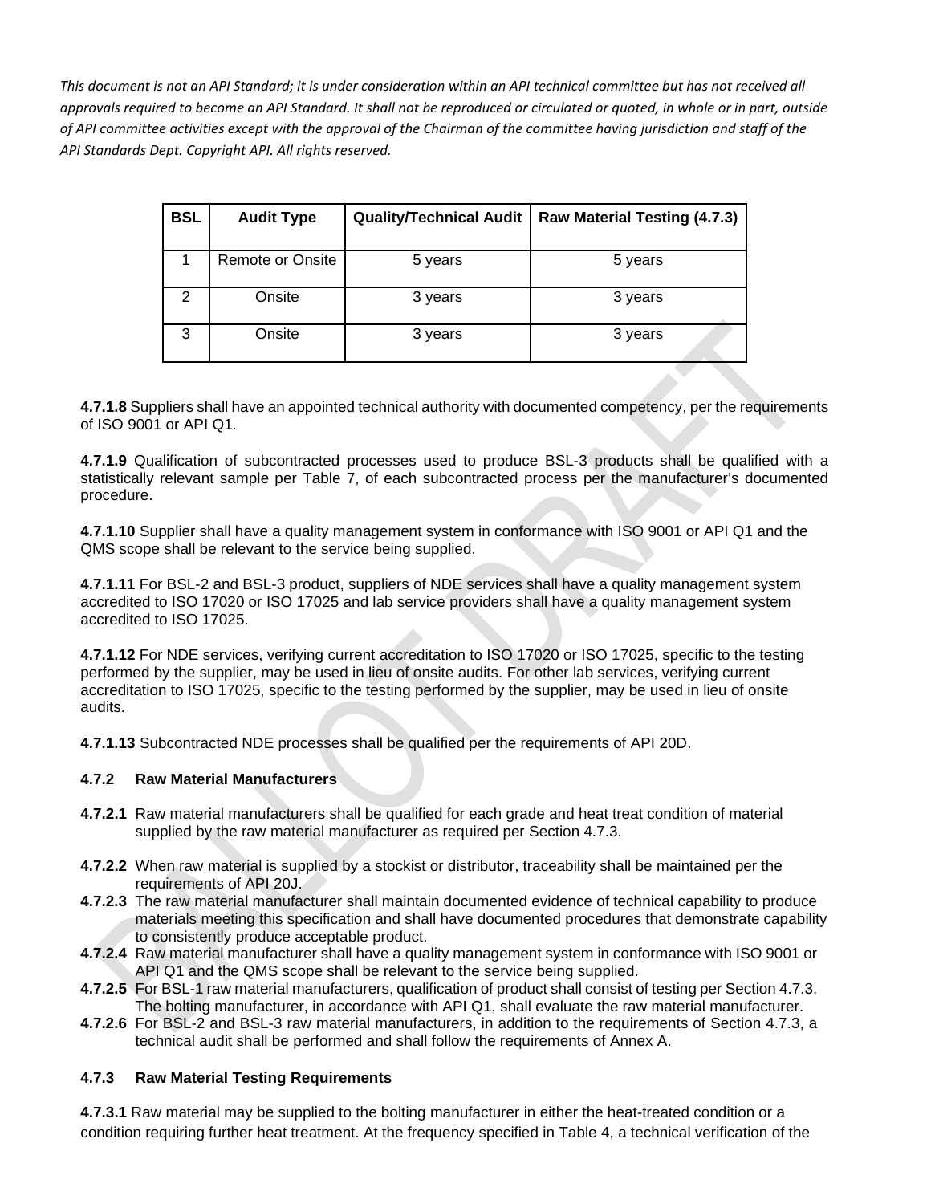*This document is not an API Standard; it is under consideration within an API technical committee but has not received all approvals required to become an API Standard. It shall not be reproduced or circulated or quoted, in whole or in part, outside of API committee activities except with the approval of the Chairman of the committee having jurisdiction and staff of the API Standards Dept. Copyright API. All rights reserved.*

| BSL | Audit Type | Quality/Technical Audit | Raw Material Testing (4.7.3) |
|---|---|---|---|
| 1 | Remote or Onsite | 5 years | 5 years |
| 2 | Onsite | 3 years | 3 years |
| 3 | Onsite | 3 years | 3 years |

**4.7.1.8** Suppliers shall have an appointed technical authority with documented competency, per the requirements of ISO 9001 or API Q1.

**4.7.1.9** Qualification of subcontracted processes used to produce BSL-3 products shall be qualified with a statistically relevant sample per Table 7, of each subcontracted process per the manufacturer's documented procedure.

**4.7.1.10** Supplier shall have a quality management system in conformance with ISO 9001 or API Q1 and the QMS scope shall be relevant to the service being supplied.

**4.7.1.11** For BSL-2 and BSL-3 product, suppliers of NDE services shall have a quality management system accredited to ISO 17020 or ISO 17025 and lab service providers shall have a quality management system accredited to ISO 17025.

**4.7.1.12** For NDE services, verifying current accreditation to ISO 17020 or ISO 17025, specific to the testing performed by the supplier, may be used in lieu of onsite audits. For other lab services, verifying current accreditation to ISO 17025, specific to the testing performed by the supplier, may be used in lieu of onsite audits.

**4.7.1.13** Subcontracted NDE processes shall be qualified per the requirements of API 20D.

### 4.7.2 Raw Material Manufacturers

**4.7.2.1** Raw material manufacturers shall be qualified for each grade and heat treat condition of material supplied by the raw material manufacturer as required per Section 4.7.3.

**4.7.2.2** When raw material is supplied by a stockist or distributor, traceability shall be maintained per the requirements of API 20J.

**4.7.2.3** The raw material manufacturer shall maintain documented evidence of technical capability to produce materials meeting this specification and shall have documented procedures that demonstrate capability to consistently produce acceptable product.

**4.7.2.4** Raw material manufacturer shall have a quality management system in conformance with ISO 9001 or API Q1 and the QMS scope shall be relevant to the service being supplied.

**4.7.2.5** For BSL-1 raw material manufacturers, qualification of product shall consist of testing per Section 4.7.3. The bolting manufacturer, in accordance with API Q1, shall evaluate the raw material manufacturer.

**4.7.2.6** For BSL-2 and BSL-3 raw material manufacturers, in addition to the requirements of Section 4.7.3, a technical audit shall be performed and shall follow the requirements of Annex A.

### 4.7.3 Raw Material Testing Requirements

**4.7.3.1** Raw material may be supplied to the bolting manufacturer in either the heat-treated condition or a condition requiring further heat treatment. At the frequency specified in Table 4, a technical verification of the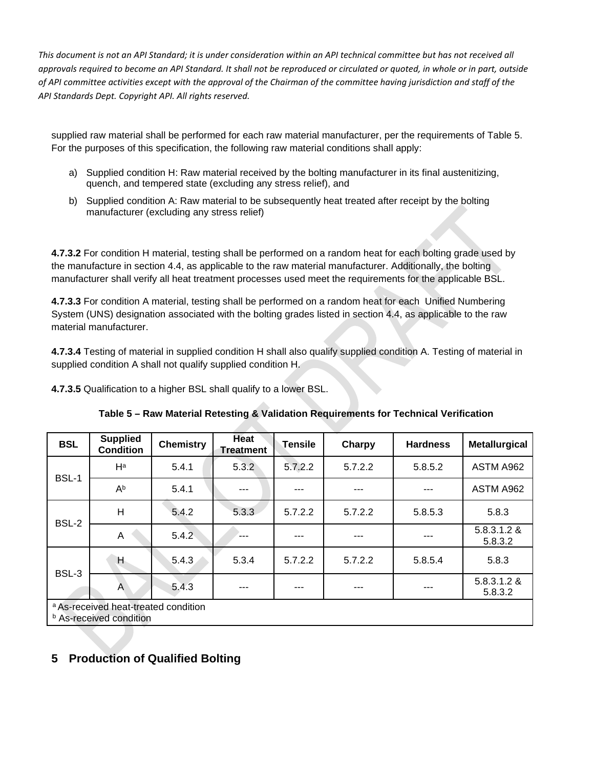supplied raw material shall be performed for each raw material manufacturer, per the requirements of Table 5. For the purposes of this specification, the following raw material conditions shall apply:

a) Supplied condition H: Raw material received by the bolting manufacturer in its final austenitizing, quench, and tempered state (excluding any stress relief), and

b) Supplied condition A: Raw material to be subsequently heat treated after receipt by the bolting manufacturer (excluding any stress relief)

**4.7.3.2** For condition H material, testing shall be performed on a random heat for each bolting grade used by the manufacture in section 4.4, as applicable to the raw material manufacturer. Additionally, the bolting manufacturer shall verify all heat treatment processes used meet the requirements for the applicable BSL.

**4.7.3.3** For condition A material, testing shall be performed on a random heat for each Unified Numbering System (UNS) designation associated with the bolting grades listed in section 4.4, as applicable to the raw material manufacturer.

**4.7.3.4** Testing of material in supplied condition H shall also qualify supplied condition A. Testing of material in supplied condition A shall not qualify supplied condition H.

**4.7.3.5** Qualification to a higher BSL shall qualify to a lower BSL.

**Table 5 – Raw Material Retesting & Validation Requirements for Technical Verification**

| BSL | Supplied Condition | Chemistry | Heat Treatment | Tensile | Charpy | Hardness | Metallurgical |
|---|---|---|---|---|---|---|---|
| BSL-1 | H[a] | 5.4.1 | 5.3.2 | 5.7.2.2 | 5.7.2.2 | 5.8.5.2 | ASTM A962 |
| | A[b] | 5.4.1 | --- | --- | --- | --- | ASTM A962 |
| BSL-2 | H | 5.4.2 | 5.3.3 | 5.7.2.2 | 5.7.2.2 | 5.8.5.3 | 5.8.3 |
| | A | 5.4.2 | --- | --- | --- | --- | 5.8.3.1.2 & 5.8.3.2 |
| BSL-3 | H | 5.4.3 | 5.3.4 | 5.7.2.2 | 5.7.2.2 | 5.8.5.4 | 5.8.3 |
| | A | 5.4.3 | --- | --- | --- | --- | 5.8.3.1.2 & 5.8.3.2 |

[a] As-received heat-treated condition
[b] As-received condition

# 5 Production of Qualified Bolting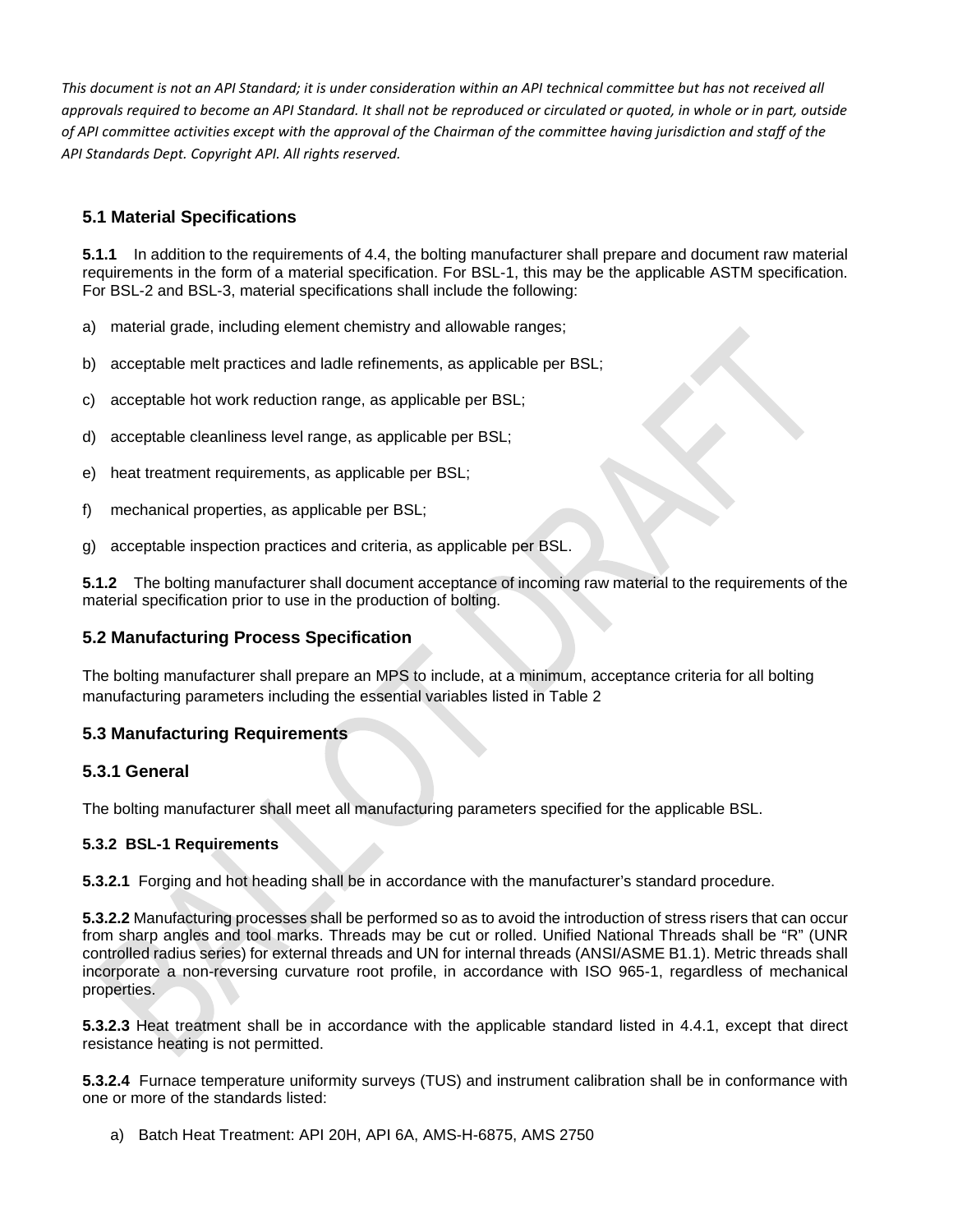*This document is not an API Standard; it is under consideration within an API technical committee but has not received all approvals required to become an API Standard. It shall not be reproduced or circulated or quoted, in whole or in part, outside of API committee activities except with the approval of the Chairman of the committee having jurisdiction and staff of the API Standards Dept. Copyright API. All rights reserved.*

## 5.1 Material Specifications

**5.1.1** In addition to the requirements of 4.4, the bolting manufacturer shall prepare and document raw material requirements in the form of a material specification. For BSL-1, this may be the applicable ASTM specification. For BSL-2 and BSL-3, material specifications shall include the following:

a) material grade, including element chemistry and allowable ranges;

b) acceptable melt practices and ladle refinements, as applicable per BSL;

c) acceptable hot work reduction range, as applicable per BSL;

d) acceptable cleanliness level range, as applicable per BSL;

e) heat treatment requirements, as applicable per BSL;

f) mechanical properties, as applicable per BSL;

g) acceptable inspection practices and criteria, as applicable per BSL.

**5.1.2** The bolting manufacturer shall document acceptance of incoming raw material to the requirements of the material specification prior to use in the production of bolting.

## 5.2 Manufacturing Process Specification

The bolting manufacturer shall prepare an MPS to include, at a minimum, acceptance criteria for all bolting manufacturing parameters including the essential variables listed in Table 2

## 5.3 Manufacturing Requirements

### 5.3.1 General

The bolting manufacturer shall meet all manufacturing parameters specified for the applicable BSL.

#### 5.3.2 BSL-1 Requirements

**5.3.2.1** Forging and hot heading shall be in accordance with the manufacturer's standard procedure.

**5.3.2.2** Manufacturing processes shall be performed so as to avoid the introduction of stress risers that can occur from sharp angles and tool marks. Threads may be cut or rolled. Unified National Threads shall be "R" (UNR controlled radius series) for external threads and UN for internal threads (ANSI/ASME B1.1). Metric threads shall incorporate a non-reversing curvature root profile, in accordance with ISO 965-1, regardless of mechanical properties.

**5.3.2.3** Heat treatment shall be in accordance with the applicable standard listed in 4.4.1, except that direct resistance heating is not permitted.

**5.3.2.4** Furnace temperature uniformity surveys (TUS) and instrument calibration shall be in conformance with one or more of the standards listed:

a) Batch Heat Treatment: API 20H, API 6A, AMS-H-6875, AMS 2750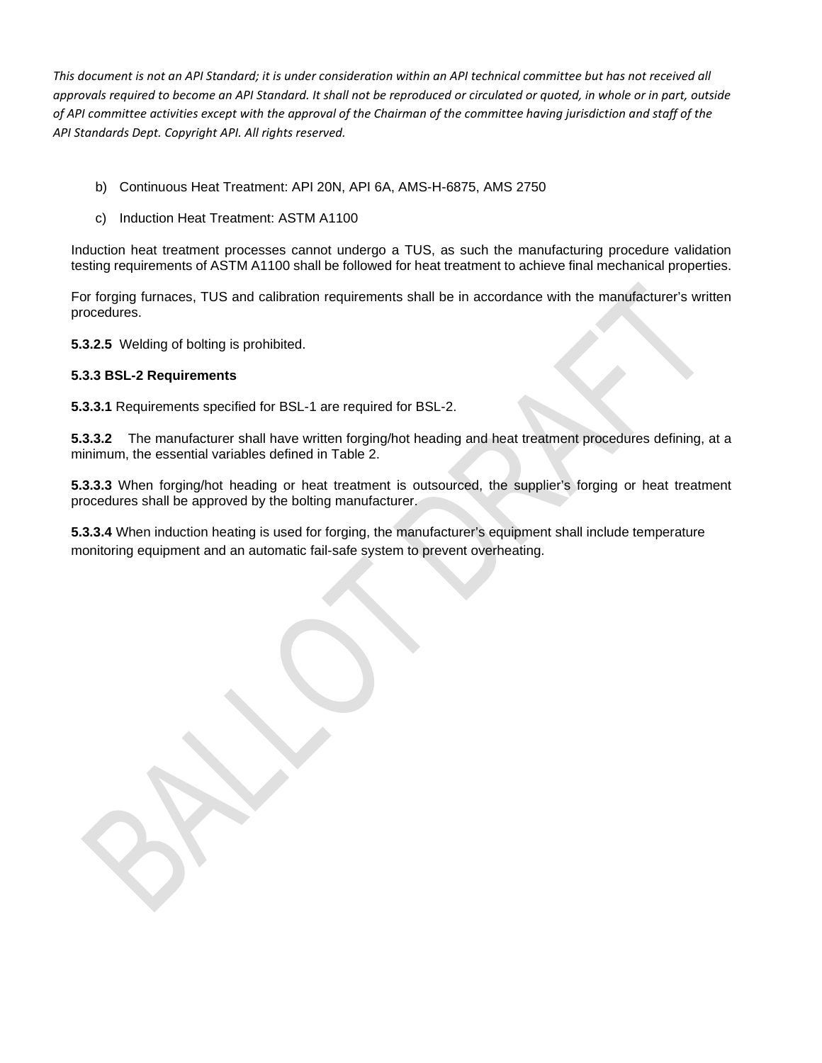b) Continuous Heat Treatment: API 20N, API 6A, AMS-H-6875, AMS 2750

c) Induction Heat Treatment: ASTM A1100

Induction heat treatment processes cannot undergo a TUS, as such the manufacturing procedure validation testing requirements of ASTM A1100 shall be followed for heat treatment to achieve final mechanical properties.

For forging furnaces, TUS and calibration requirements shall be in accordance with the manufacturer's written procedures.

**5.3.2.5** Welding of bolting is prohibited.

### 5.3.3 BSL-2 Requirements

**5.3.3.1** Requirements specified for BSL-1 are required for BSL-2.

**5.3.3.2** The manufacturer shall have written forging/hot heading and heat treatment procedures defining, at a minimum, the essential variables defined in Table 2.

**5.3.3.3** When forging/hot heading or heat treatment is outsourced, the supplier's forging or heat treatment procedures shall be approved by the bolting manufacturer.

**5.3.3.4** When induction heating is used for forging, the manufacturer's equipment shall include temperature monitoring equipment and an automatic fail-safe system to prevent overheating.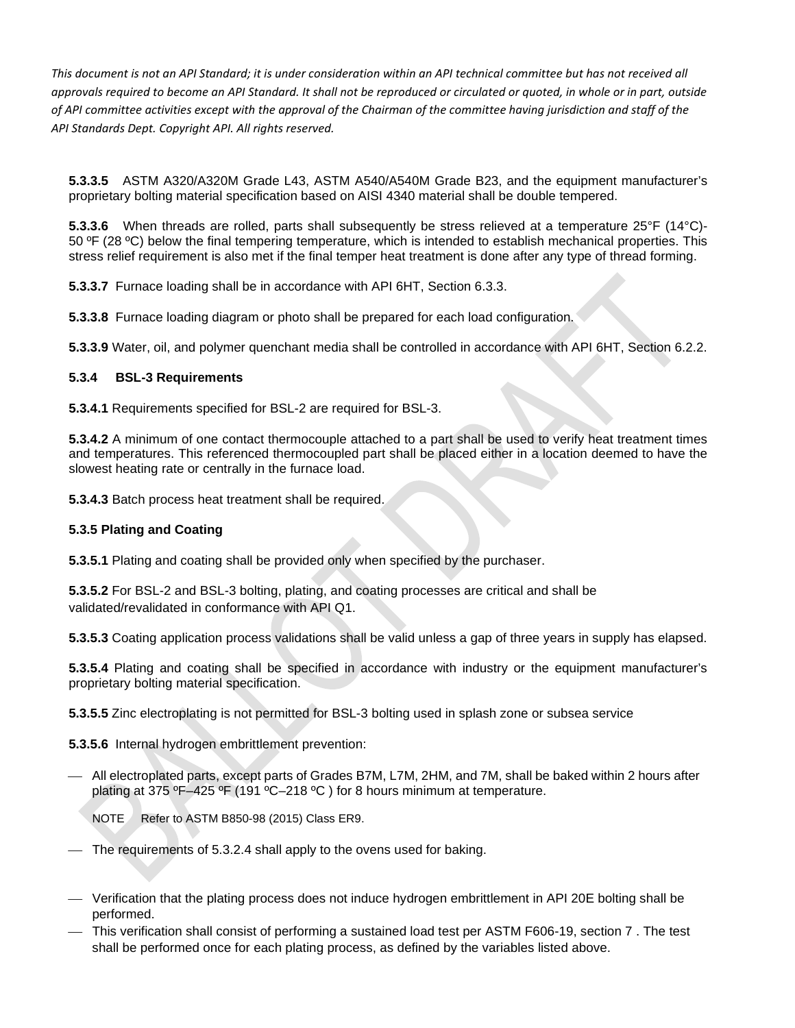*This document is not an API Standard; it is under consideration within an API technical committee but has not received all approvals required to become an API Standard. It shall not be reproduced or circulated or quoted, in whole or in part, outside of API committee activities except with the approval of the Chairman of the committee having jurisdiction and staff of the API Standards Dept. Copyright API. All rights reserved.*

**5.3.3.5** ASTM A320/A320M Grade L43, ASTM A540/A540M Grade B23, and the equipment manufacturer's proprietary bolting material specification based on AISI 4340 material shall be double tempered.

**5.3.3.6** When threads are rolled, parts shall subsequently be stress relieved at a temperature 25°F (14°C)-50 ºF (28 ºC) below the final tempering temperature, which is intended to establish mechanical properties. This stress relief requirement is also met if the final temper heat treatment is done after any type of thread forming.

**5.3.3.7** Furnace loading shall be in accordance with API 6HT, Section 6.3.3.

**5.3.3.8** Furnace loading diagram or photo shall be prepared for each load configuration.

**5.3.3.9** Water, oil, and polymer quenchant media shall be controlled in accordance with API 6HT, Section 6.2.2.

### 5.3.4 BSL-3 Requirements

**5.3.4.1** Requirements specified for BSL-2 are required for BSL-3.

**5.3.4.2** A minimum of one contact thermocouple attached to a part shall be used to verify heat treatment times and temperatures. This referenced thermocoupled part shall be placed either in a location deemed to have the slowest heating rate or centrally in the furnace load.

**5.3.4.3** Batch process heat treatment shall be required.

### 5.3.5 Plating and Coating

**5.3.5.1** Plating and coating shall be provided only when specified by the purchaser.

**5.3.5.2** For BSL-2 and BSL-3 bolting, plating, and coating processes are critical and shall be validated/revalidated in conformance with API Q1.

**5.3.5.3** Coating application process validations shall be valid unless a gap of three years in supply has elapsed.

**5.3.5.4** Plating and coating shall be specified in accordance with industry or the equipment manufacturer's proprietary bolting material specification.

**5.3.5.5** Zinc electroplating is not permitted for BSL-3 bolting used in splash zone or subsea service

**5.3.5.6** Internal hydrogen embrittlement prevention:

- All electroplated parts, except parts of Grades B7M, L7M, 2HM, and 7M, shall be baked within 2 hours after plating at 375 ºF–425 ºF (191 ºC–218 ºC ) for 8 hours minimum at temperature.

  NOTE Refer to ASTM B850-98 (2015) Class ER9.

- The requirements of 5.3.2.4 shall apply to the ovens used for baking.

- Verification that the plating process does not induce hydrogen embrittlement in API 20E bolting shall be performed.
- This verification shall consist of performing a sustained load test per ASTM F606-19, section 7 . The test shall be performed once for each plating process, as defined by the variables listed above.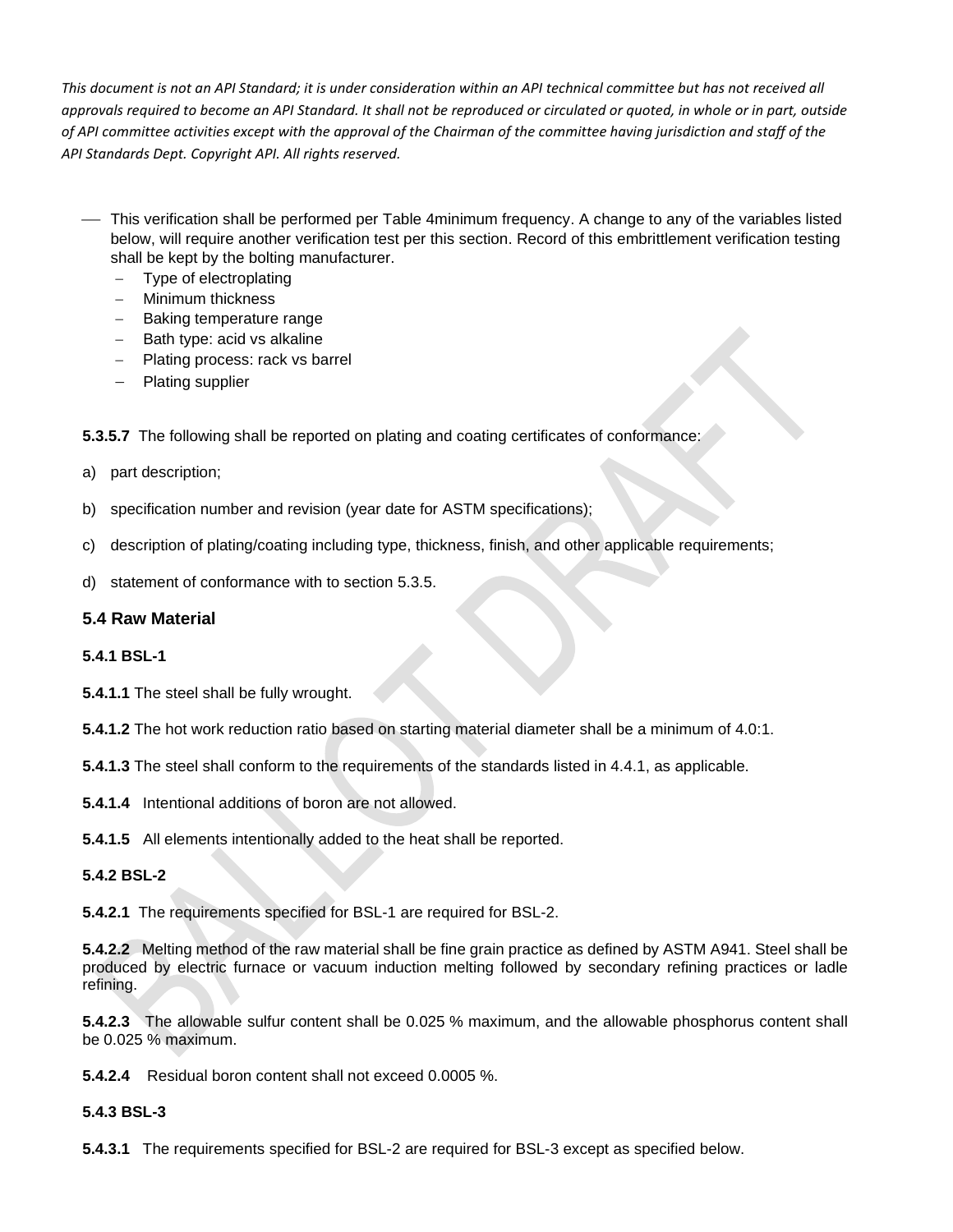*This document is not an API Standard; it is under consideration within an API technical committee but has not received all approvals required to become an API Standard. It shall not be reproduced or circulated or quoted, in whole or in part, outside of API committee activities except with the approval of the Chairman of the committee having jurisdiction and staff of the API Standards Dept. Copyright API. All rights reserved.*

- This verification shall be performed per Table 4minimum frequency. A change to any of the variables listed below, will require another verification test per this section. Record of this embrittlement verification testing shall be kept by the bolting manufacturer.
  - Type of electroplating
  - Minimum thickness
  - Baking temperature range
  - Bath type: acid vs alkaline
  - Plating process: rack vs barrel
  - Plating supplier

**5.3.5.7** The following shall be reported on plating and coating certificates of conformance:

a) part description;

b) specification number and revision (year date for ASTM specifications);

c) description of plating/coating including type, thickness, finish, and other applicable requirements;

d) statement of conformance with to section 5.3.5.

### 5.4 Raw Material

#### 5.4.1 BSL-1

**5.4.1.1** The steel shall be fully wrought.

**5.4.1.2** The hot work reduction ratio based on starting material diameter shall be a minimum of 4.0:1.

**5.4.1.3** The steel shall conform to the requirements of the standards listed in 4.4.1, as applicable.

**5.4.1.4** Intentional additions of boron are not allowed.

**5.4.1.5** All elements intentionally added to the heat shall be reported.

#### 5.4.2 BSL-2

**5.4.2.1** The requirements specified for BSL-1 are required for BSL-2.

**5.4.2.2** Melting method of the raw material shall be fine grain practice as defined by ASTM A941. Steel shall be produced by electric furnace or vacuum induction melting followed by secondary refining practices or ladle refining.

**5.4.2.3** The allowable sulfur content shall be 0.025 % maximum, and the allowable phosphorus content shall be 0.025 % maximum.

**5.4.2.4** Residual boron content shall not exceed 0.0005 %.

#### 5.4.3 BSL-3

**5.4.3.1** The requirements specified for BSL-2 are required for BSL-3 except as specified below.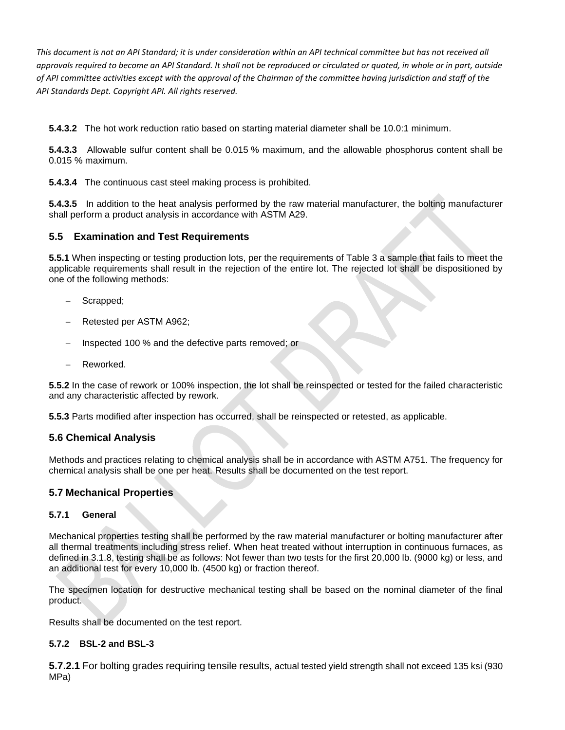**5.4.3.2** The hot work reduction ratio based on starting material diameter shall be 10.0:1 minimum.

**5.4.3.3** Allowable sulfur content shall be 0.015 % maximum, and the allowable phosphorus content shall be 0.015 % maximum.

**5.4.3.4** The continuous cast steel making process is prohibited.

**5.4.3.5** In addition to the heat analysis performed by the raw material manufacturer, the bolting manufacturer shall perform a product analysis in accordance with ASTM A29.

## 5.5 Examination and Test Requirements

**5.5.1** When inspecting or testing production lots, per the requirements of Table 3 a sample that fails to meet the applicable requirements shall result in the rejection of the entire lot. The rejected lot shall be dispositioned by one of the following methods:

- Scrapped;
- Retested per ASTM A962;
- Inspected 100 % and the defective parts removed; or
- Reworked.

**5.5.2** In the case of rework or 100% inspection, the lot shall be reinspected or tested for the failed characteristic and any characteristic affected by rework.

**5.5.3** Parts modified after inspection has occurred, shall be reinspected or retested, as applicable.

## 5.6 Chemical Analysis

Methods and practices relating to chemical analysis shall be in accordance with ASTM A751. The frequency for chemical analysis shall be one per heat. Results shall be documented on the test report.

## 5.7 Mechanical Properties

### 5.7.1 General

Mechanical properties testing shall be performed by the raw material manufacturer or bolting manufacturer after all thermal treatments including stress relief. When heat treated without interruption in continuous furnaces, as defined in 3.1.8, testing shall be as follows: Not fewer than two tests for the first 20,000 lb. (9000 kg) or less, and an additional test for every 10,000 lb. (4500 kg) or fraction thereof.

The specimen location for destructive mechanical testing shall be based on the nominal diameter of the final product.

Results shall be documented on the test report.

### 5.7.2 BSL-2 and BSL-3

**5.7.2.1** For bolting grades requiring tensile results, actual tested yield strength shall not exceed 135 ksi (930 MPa)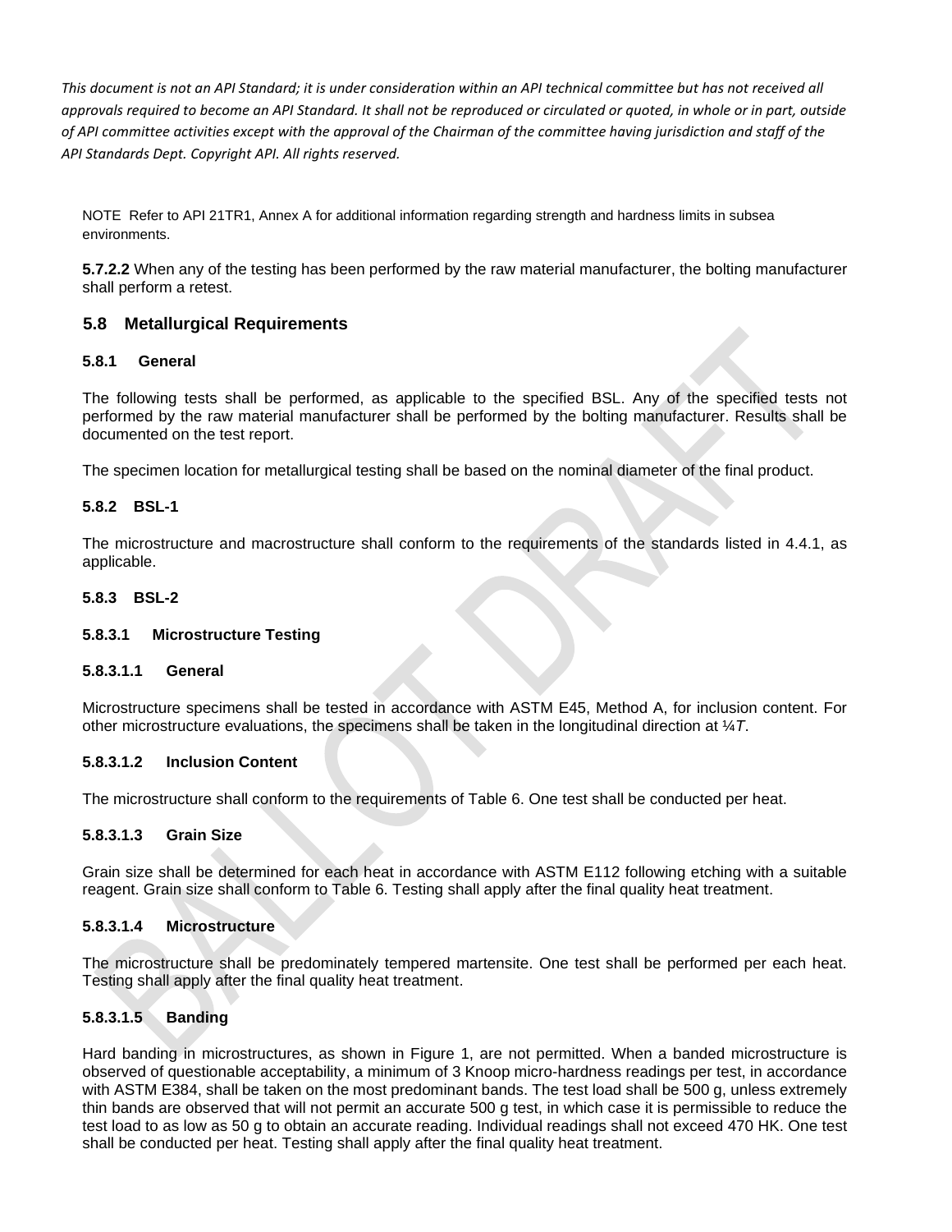NOTE Refer to API 21TR1, Annex A for additional information regarding strength and hardness limits in subsea environments.

**5.7.2.2** When any of the testing has been performed by the raw material manufacturer, the bolting manufacturer shall perform a retest.

## 5.8 Metallurgical Requirements

### 5.8.1 General

The following tests shall be performed, as applicable to the specified BSL. Any of the specified tests not performed by the raw material manufacturer shall be performed by the bolting manufacturer. Results shall be documented on the test report.

The specimen location for metallurgical testing shall be based on the nominal diameter of the final product.

### 5.8.2 BSL-1

The microstructure and macrostructure shall conform to the requirements of the standards listed in 4.4.1, as applicable.

### 5.8.3 BSL-2

#### 5.8.3.1 Microstructure Testing

##### 5.8.3.1.1 General

Microstructure specimens shall be tested in accordance with ASTM E45, Method A, for inclusion content. For other microstructure evaluations, the specimens shall be taken in the longitudinal direction at ¼*T*.

##### 5.8.3.1.2 Inclusion Content

The microstructure shall conform to the requirements of Table 6. One test shall be conducted per heat.

##### 5.8.3.1.3 Grain Size

Grain size shall be determined for each heat in accordance with ASTM E112 following etching with a suitable reagent. Grain size shall conform to Table 6. Testing shall apply after the final quality heat treatment.

##### 5.8.3.1.4 Microstructure

The microstructure shall be predominately tempered martensite. One test shall be performed per each heat. Testing shall apply after the final quality heat treatment.

##### 5.8.3.1.5 Banding

Hard banding in microstructures, as shown in Figure 1, are not permitted. When a banded microstructure is observed of questionable acceptability, a minimum of 3 Knoop micro-hardness readings per test, in accordance with ASTM E384, shall be taken on the most predominant bands. The test load shall be 500 g, unless extremely thin bands are observed that will not permit an accurate 500 g test, in which case it is permissible to reduce the test load to as low as 50 g to obtain an accurate reading. Individual readings shall not exceed 470 HK. One test shall be conducted per heat. Testing shall apply after the final quality heat treatment.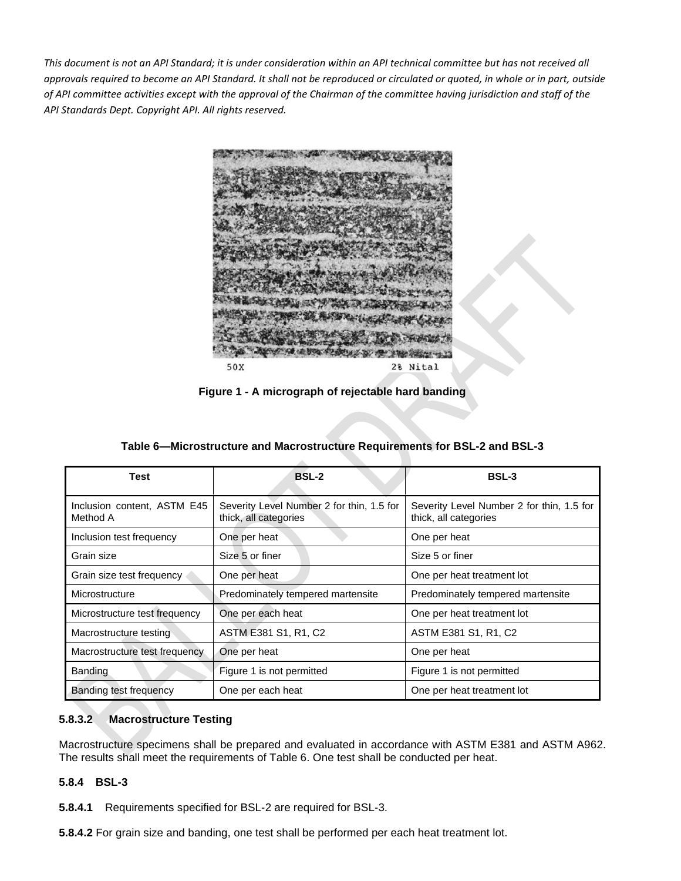*This document is not an API Standard; it is under consideration within an API technical committee but has not received all approvals required to become an API Standard. It shall not be reproduced or circulated or quoted, in whole or in part, outside of API committee activities except with the approval of the Chairman of the committee having jurisdiction and staff of the API Standards Dept. Copyright API. All rights reserved.*

50X 2% Nital

**Figure 1 - A micrograph of rejectable hard banding**

**Table 6—Microstructure and Macrostructure Requirements for BSL-2 and BSL-3**

| Test | BSL-2 | BSL-3 |
|---|---|---|
| Inclusion content, ASTM E45 Method A | Severity Level Number 2 for thin, 1.5 for thick, all categories | Severity Level Number 2 for thin, 1.5 for thick, all categories |
| Inclusion test frequency | One per heat | One per heat |
| Grain size | Size 5 or finer | Size 5 or finer |
| Grain size test frequency | One per heat | One per heat treatment lot |
| Microstructure | Predominately tempered martensite | Predominately tempered martensite |
| Microstructure test frequency | One per each heat | One per heat treatment lot |
| Macrostructure testing | ASTM E381 S1, R1, C2 | ASTM E381 S1, R1, C2 |
| Macrostructure test frequency | One per heat | One per heat |
| Banding | Figure 1 is not permitted | Figure 1 is not permitted |
| Banding test frequency | One per each heat | One per heat treatment lot |

#### 5.8.3.2 Macrostructure Testing

Macrostructure specimens shall be prepared and evaluated in accordance with ASTM E381 and ASTM A962. The results shall meet the requirements of Table 6. One test shall be conducted per heat.

### 5.8.4 BSL-3

**5.8.4.1** Requirements specified for BSL-2 are required for BSL-3.

**5.8.4.2** For grain size and banding, one test shall be performed per each heat treatment lot.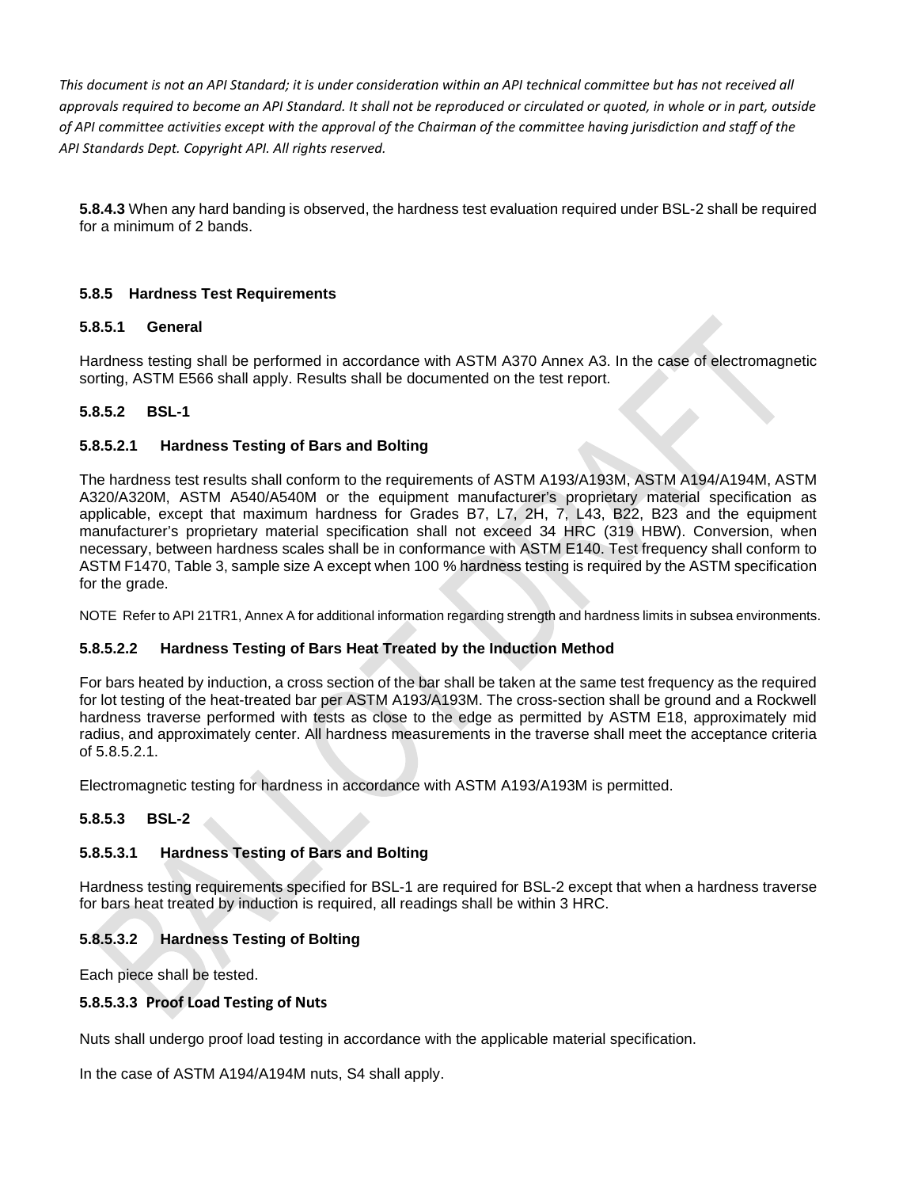**5.8.4.3** When any hard banding is observed, the hardness test evaluation required under BSL-2 shall be required for a minimum of 2 bands.

### 5.8.5 Hardness Test Requirements

#### 5.8.5.1 General

Hardness testing shall be performed in accordance with ASTM A370 Annex A3. In the case of electromagnetic sorting, ASTM E566 shall apply. Results shall be documented on the test report.

#### 5.8.5.2 BSL-1

##### 5.8.5.2.1 Hardness Testing of Bars and Bolting

The hardness test results shall conform to the requirements of ASTM A193/A193M, ASTM A194/A194M, ASTM A320/A320M, ASTM A540/A540M or the equipment manufacturer's proprietary material specification as applicable, except that maximum hardness for Grades B7, L7, 2H, 7, L43, B22, B23 and the equipment manufacturer's proprietary material specification shall not exceed 34 HRC (319 HBW). Conversion, when necessary, between hardness scales shall be in conformance with ASTM E140. Test frequency shall conform to ASTM F1470, Table 3, sample size A except when 100 % hardness testing is required by the ASTM specification for the grade.

NOTE Refer to API 21TR1, Annex A for additional information regarding strength and hardness limits in subsea environments.

##### 5.8.5.2.2 Hardness Testing of Bars Heat Treated by the Induction Method

For bars heated by induction, a cross section of the bar shall be taken at the same test frequency as the required for lot testing of the heat-treated bar per ASTM A193/A193M. The cross-section shall be ground and a Rockwell hardness traverse performed with tests as close to the edge as permitted by ASTM E18, approximately mid radius, and approximately center. All hardness measurements in the traverse shall meet the acceptance criteria of 5.8.5.2.1.

Electromagnetic testing for hardness in accordance with ASTM A193/A193M is permitted.

#### 5.8.5.3 BSL-2

##### 5.8.5.3.1 Hardness Testing of Bars and Bolting

Hardness testing requirements specified for BSL-1 are required for BSL-2 except that when a hardness traverse for bars heat treated by induction is required, all readings shall be within 3 HRC.

##### 5.8.5.3.2 Hardness Testing of Bolting

Each piece shall be tested.

##### 5.8.5.3.3 Proof Load Testing of Nuts

Nuts shall undergo proof load testing in accordance with the applicable material specification.

In the case of ASTM A194/A194M nuts, S4 shall apply.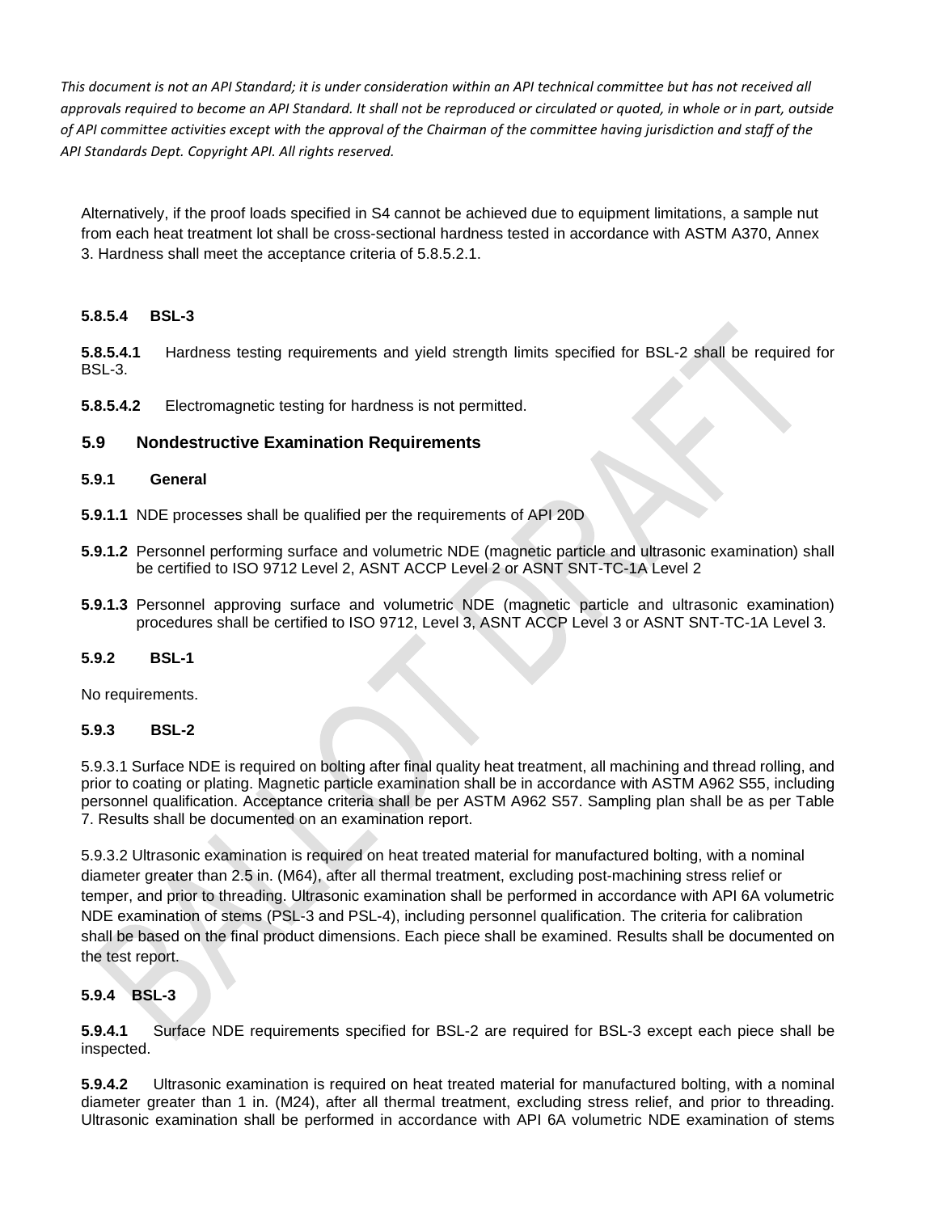Alternatively, if the proof loads specified in S4 cannot be achieved due to equipment limitations, a sample nut from each heat treatment lot shall be cross-sectional hardness tested in accordance with ASTM A370, Annex 3. Hardness shall meet the acceptance criteria of 5.8.5.2.1.

#### 5.8.5.4 BSL-3

**5.8.5.4.1** Hardness testing requirements and yield strength limits specified for BSL-2 shall be required for BSL-3.

**5.8.5.4.2** Electromagnetic testing for hardness is not permitted.

## 5.9 Nondestructive Examination Requirements

### 5.9.1 General

**5.9.1.1** NDE processes shall be qualified per the requirements of API 20D

**5.9.1.2** Personnel performing surface and volumetric NDE (magnetic particle and ultrasonic examination) shall be certified to ISO 9712 Level 2, ASNT ACCP Level 2 or ASNT SNT-TC-1A Level 2

**5.9.1.3** Personnel approving surface and volumetric NDE (magnetic particle and ultrasonic examination) procedures shall be certified to ISO 9712, Level 3, ASNT ACCP Level 3 or ASNT SNT-TC-1A Level 3.

### 5.9.2 BSL-1

No requirements.

### 5.9.3 BSL-2

5.9.3.1 Surface NDE is required on bolting after final quality heat treatment, all machining and thread rolling, and prior to coating or plating. Magnetic particle examination shall be in accordance with ASTM A962 S55, including personnel qualification. Acceptance criteria shall be per ASTM A962 S57. Sampling plan shall be as per Table 7. Results shall be documented on an examination report.

5.9.3.2 Ultrasonic examination is required on heat treated material for manufactured bolting, with a nominal diameter greater than 2.5 in. (M64), after all thermal treatment, excluding post-machining stress relief or temper, and prior to threading. Ultrasonic examination shall be performed in accordance with API 6A volumetric NDE examination of stems (PSL-3 and PSL-4), including personnel qualification. The criteria for calibration shall be based on the final product dimensions. Each piece shall be examined. Results shall be documented on the test report.

### 5.9.4 BSL-3

**5.9.4.1** Surface NDE requirements specified for BSL-2 are required for BSL-3 except each piece shall be inspected.

**5.9.4.2** Ultrasonic examination is required on heat treated material for manufactured bolting, with a nominal diameter greater than 1 in. (M24), after all thermal treatment, excluding stress relief, and prior to threading. Ultrasonic examination shall be performed in accordance with API 6A volumetric NDE examination of stems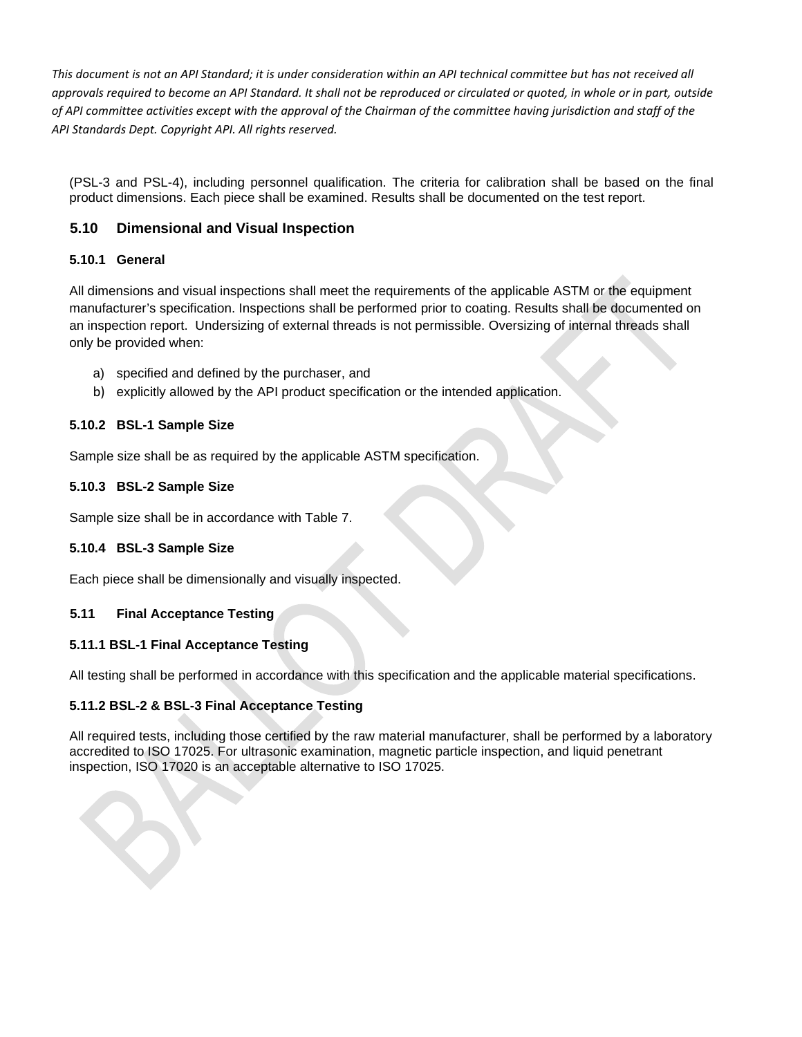(PSL-3 and PSL-4), including personnel qualification. The criteria for calibration shall be based on the final product dimensions. Each piece shall be examined. Results shall be documented on the test report.

## 5.10 Dimensional and Visual Inspection

### 5.10.1 General

All dimensions and visual inspections shall meet the requirements of the applicable ASTM or the equipment manufacturer's specification. Inspections shall be performed prior to coating. Results shall be documented on an inspection report. Undersizing of external threads is not permissible. Oversizing of internal threads shall only be provided when:

a) specified and defined by the purchaser, and
b) explicitly allowed by the API product specification or the intended application.

### 5.10.2 BSL-1 Sample Size

Sample size shall be as required by the applicable ASTM specification.

### 5.10.3 BSL-2 Sample Size

Sample size shall be in accordance with Table 7.

### 5.10.4 BSL-3 Sample Size

Each piece shall be dimensionally and visually inspected.

## 5.11 Final Acceptance Testing

### 5.11.1 BSL-1 Final Acceptance Testing

All testing shall be performed in accordance with this specification and the applicable material specifications.

### 5.11.2 BSL-2 & BSL-3 Final Acceptance Testing

All required tests, including those certified by the raw material manufacturer, shall be performed by a laboratory accredited to ISO 17025. For ultrasonic examination, magnetic particle inspection, and liquid penetrant inspection, ISO 17020 is an acceptable alternative to ISO 17025.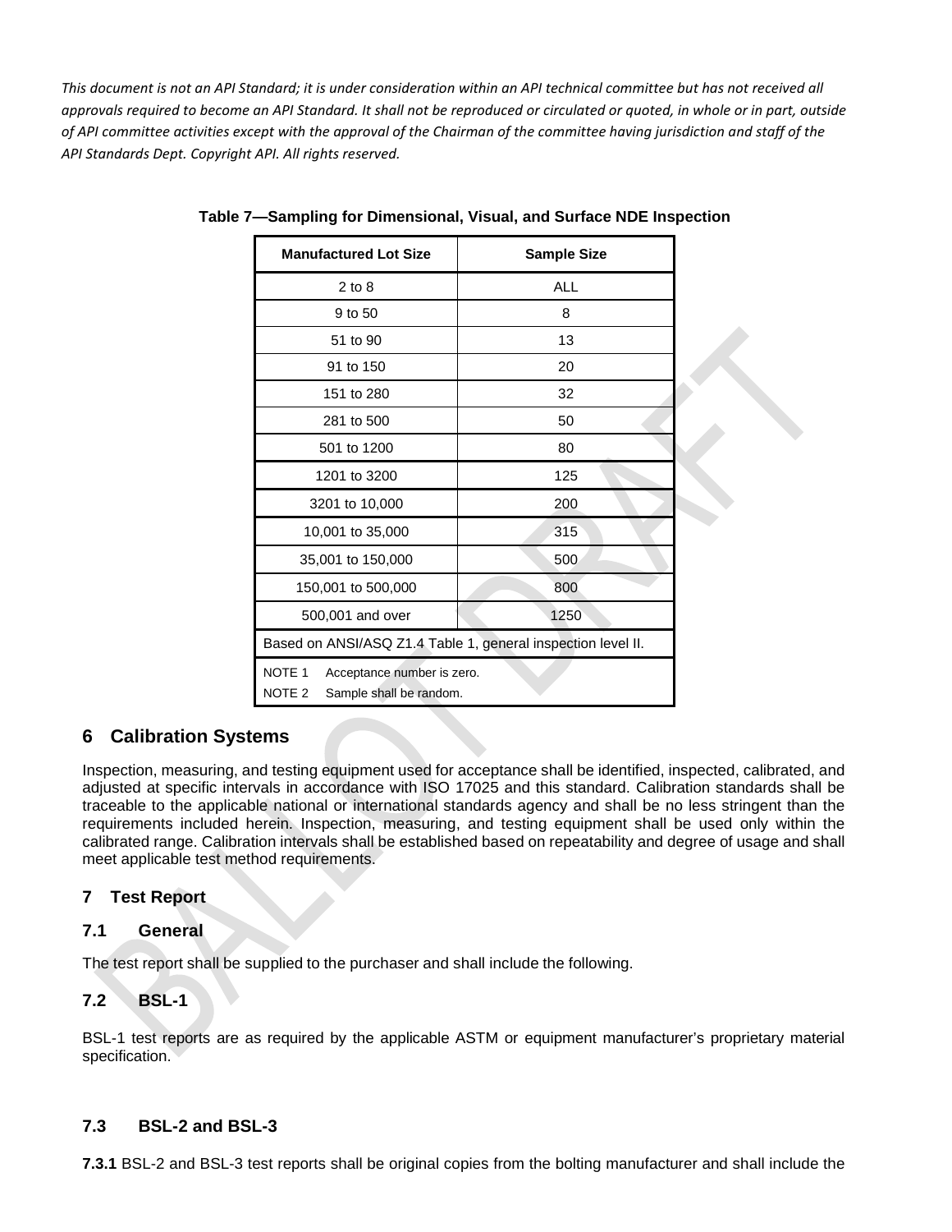*This document is not an API Standard; it is under consideration within an API technical committee but has not received all approvals required to become an API Standard. It shall not be reproduced or circulated or quoted, in whole or in part, outside of API committee activities except with the approval of the Chairman of the committee having jurisdiction and staff of the API Standards Dept. Copyright API. All rights reserved.*

**Table 7—Sampling for Dimensional, Visual, and Surface NDE Inspection**

| Manufactured Lot Size | Sample Size |
|---|---|
| 2 to 8 | ALL |
| 9 to 50 | 8 |
| 51 to 90 | 13 |
| 91 to 150 | 20 |
| 151 to 280 | 32 |
| 281 to 500 | 50 |
| 501 to 1200 | 80 |
| 1201 to 3200 | 125 |
| 3201 to 10,000 | 200 |
| 10,001 to 35,000 | 315 |
| 35,001 to 150,000 | 500 |
| 150,001 to 500,000 | 800 |
| 500,001 and over | 1250 |
| Based on ANSI/ASQ Z1.4 Table 1, general inspection level II. | |
| NOTE 1 Acceptance number is zero. NOTE 2 Sample shall be random. | |

## 6 Calibration Systems

Inspection, measuring, and testing equipment used for acceptance shall be identified, inspected, calibrated, and adjusted at specific intervals in accordance with ISO 17025 and this standard. Calibration standards shall be traceable to the applicable national or international standards agency and shall be no less stringent than the requirements included herein. Inspection, measuring, and testing equipment shall be used only within the calibrated range. Calibration intervals shall be established based on repeatability and degree of usage and shall meet applicable test method requirements.

## 7 Test Report

### 7.1 General

The test report shall be supplied to the purchaser and shall include the following.

### 7.2 BSL-1

BSL-1 test reports are as required by the applicable ASTM or equipment manufacturer's proprietary material specification.

### 7.3 BSL-2 and BSL-3

**7.3.1** BSL-2 and BSL-3 test reports shall be original copies from the bolting manufacturer and shall include the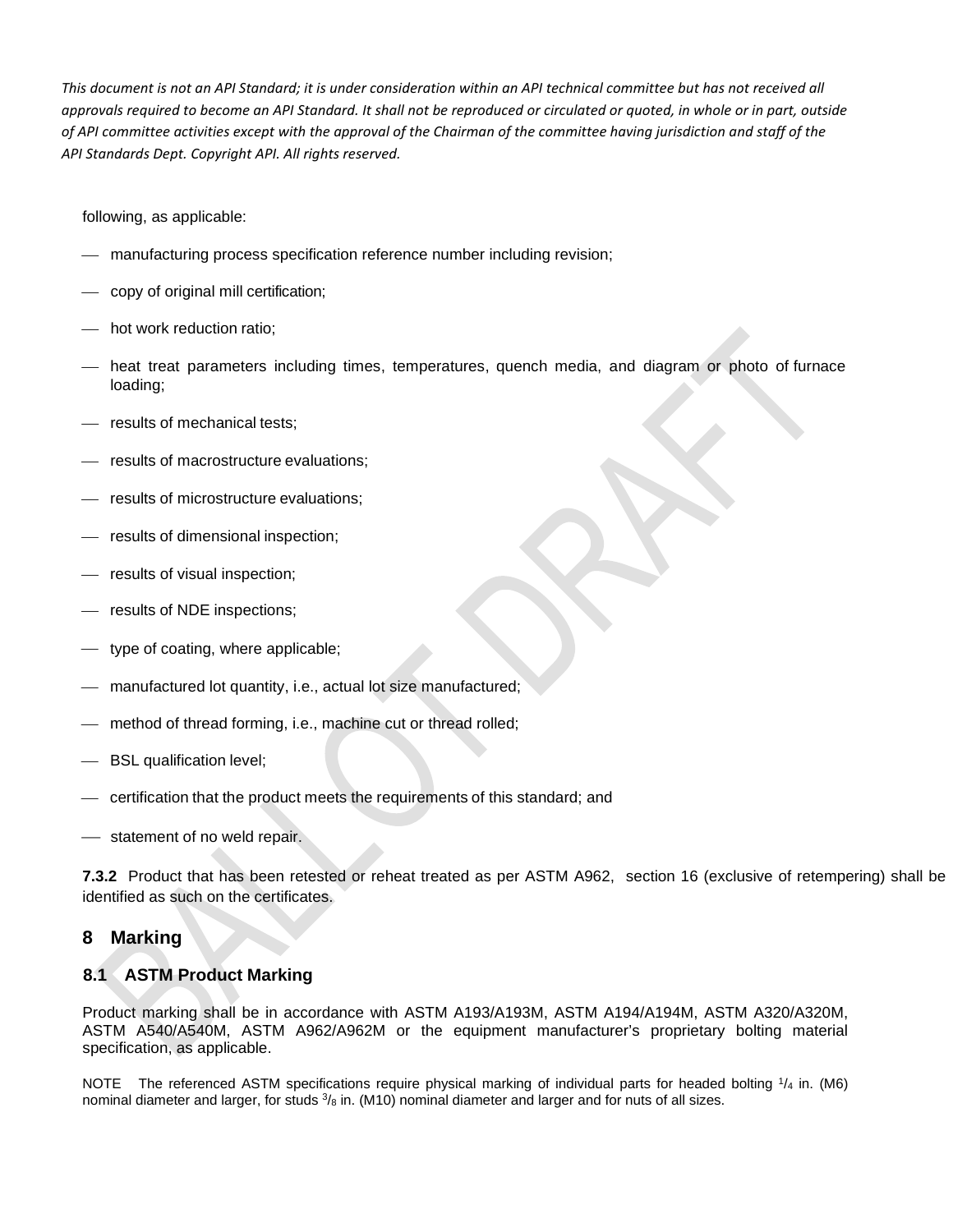following, as applicable:

- manufacturing process specification reference number including revision;
- copy of original mill certification;
- hot work reduction ratio;
- heat treat parameters including times, temperatures, quench media, and diagram or photo of furnace loading;
- results of mechanical tests;
- results of macrostructure evaluations;
- results of microstructure evaluations;
- results of dimensional inspection;
- results of visual inspection;
- results of NDE inspections;
- type of coating, where applicable;
- manufactured lot quantity, i.e., actual lot size manufactured;
- method of thread forming, i.e., machine cut or thread rolled;
- BSL qualification level;
- certification that the product meets the requirements of this standard; and
- statement of no weld repair.

**7.3.2** Product that has been retested or reheat treated as per ASTM A962, section 16 (exclusive of retempering) shall be identified as such on the certificates.

# 8 Marking

## 8.1 ASTM Product Marking

Product marking shall be in accordance with ASTM A193/A193M, ASTM A194/A194M, ASTM A320/A320M, ASTM A540/A540M, ASTM A962/A962M or the equipment manufacturer's proprietary bolting material specification, as applicable.

NOTE The referenced ASTM specifications require physical marking of individual parts for headed bolting $^{1}/_{4}$ in. (M6) nominal diameter and larger, for studs $^{3}/_{8}$ in. (M10) nominal diameter and larger and for nuts of all sizes.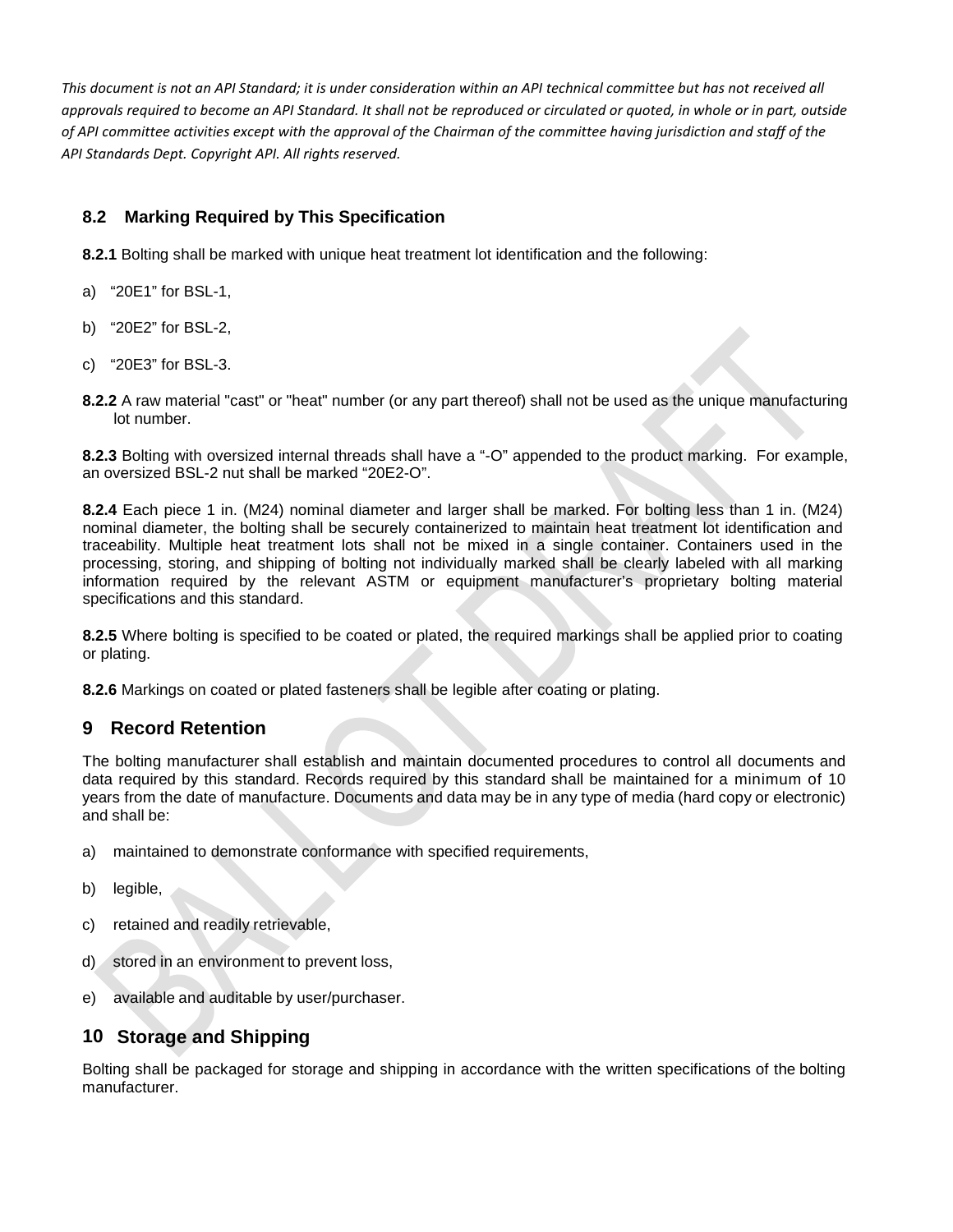*This document is not an API Standard; it is under consideration within an API technical committee but has not received all approvals required to become an API Standard. It shall not be reproduced or circulated or quoted, in whole or in part, outside of API committee activities except with the approval of the Chairman of the committee having jurisdiction and staff of the API Standards Dept. Copyright API. All rights reserved.*

## 8.2 Marking Required by This Specification

**8.2.1** Bolting shall be marked with unique heat treatment lot identification and the following:

a) "20E1" for BSL-1,

b) "20E2" for BSL-2,

c) "20E3" for BSL-3.

**8.2.2** A raw material "cast" or "heat" number (or any part thereof) shall not be used as the unique manufacturing lot number.

**8.2.3** Bolting with oversized internal threads shall have a "-O" appended to the product marking. For example, an oversized BSL-2 nut shall be marked "20E2-O".

**8.2.4** Each piece 1 in. (M24) nominal diameter and larger shall be marked. For bolting less than 1 in. (M24) nominal diameter, the bolting shall be securely containerized to maintain heat treatment lot identification and traceability. Multiple heat treatment lots shall not be mixed in a single container. Containers used in the processing, storing, and shipping of bolting not individually marked shall be clearly labeled with all marking information required by the relevant ASTM or equipment manufacturer's proprietary bolting material specifications and this standard.

**8.2.5** Where bolting is specified to be coated or plated, the required markings shall be applied prior to coating or plating.

**8.2.6** Markings on coated or plated fasteners shall be legible after coating or plating.

# 9 Record Retention

The bolting manufacturer shall establish and maintain documented procedures to control all documents and data required by this standard. Records required by this standard shall be maintained for a minimum of 10 years from the date of manufacture. Documents and data may be in any type of media (hard copy or electronic) and shall be:

a) maintained to demonstrate conformance with specified requirements,

b) legible,

c) retained and readily retrievable,

d) stored in an environment to prevent loss,

e) available and auditable by user/purchaser.

# 10 Storage and Shipping

Bolting shall be packaged for storage and shipping in accordance with the written specifications of the bolting manufacturer.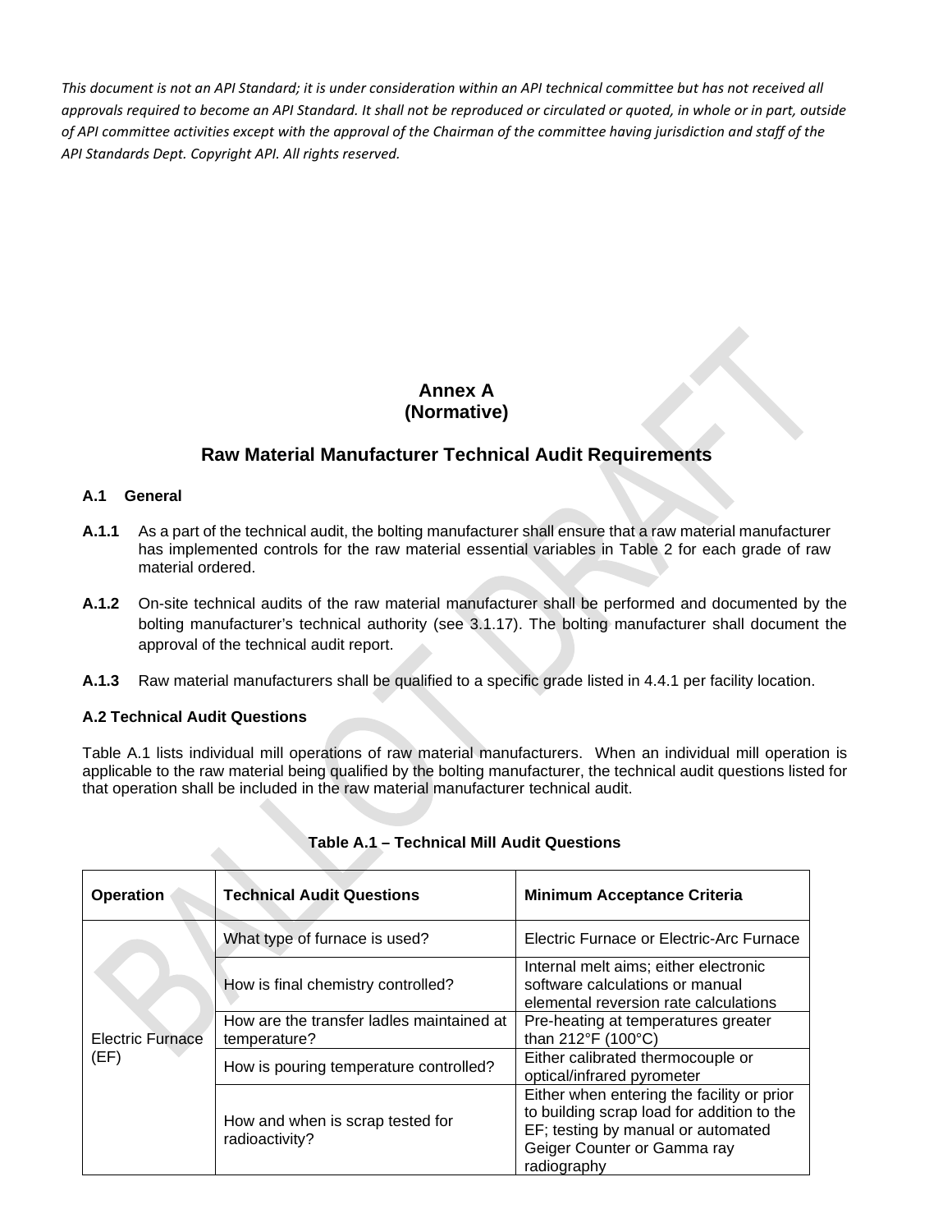*This document is not an API Standard; it is under consideration within an API technical committee but has not received all approvals required to become an API Standard. It shall not be reproduced or circulated or quoted, in whole or in part, outside of API committee activities except with the approval of the Chairman of the committee having jurisdiction and staff of the API Standards Dept. Copyright API. All rights reserved.*

# Annex A
# (Normative)

## Raw Material Manufacturer Technical Audit Requirements

### A.1 General

**A.1.1** As a part of the technical audit, the bolting manufacturer shall ensure that a raw material manufacturer has implemented controls for the raw material essential variables in Table 2 for each grade of raw material ordered.

**A.1.2** On-site technical audits of the raw material manufacturer shall be performed and documented by the bolting manufacturer's technical authority (see 3.1.17). The bolting manufacturer shall document the approval of the technical audit report.

**A.1.3** Raw material manufacturers shall be qualified to a specific grade listed in 4.4.1 per facility location.

### A.2 Technical Audit Questions

Table A.1 lists individual mill operations of raw material manufacturers. When an individual mill operation is applicable to the raw material being qualified by the bolting manufacturer, the technical audit questions listed for that operation shall be included in the raw material manufacturer technical audit.

**Table A.1 – Technical Mill Audit Questions**

| Operation | Technical Audit Questions | Minimum Acceptance Criteria |
|---|---|---|
| Electric Furnace (EF) | What type of furnace is used? | Electric Furnace or Electric-Arc Furnace |
| | How is final chemistry controlled? | Internal melt aims; either electronic software calculations or manual elemental reversion rate calculations |
| | How are the transfer ladles maintained at temperature? | Pre-heating at temperatures greater than 212°F (100°C) |
| | How is pouring temperature controlled? | Either calibrated thermocouple or optical/infrared pyrometer |
| | How and when is scrap tested for radioactivity? | Either when entering the facility or prior to building scrap load for addition to the EF; testing by manual or automated Geiger Counter or Gamma ray radiography |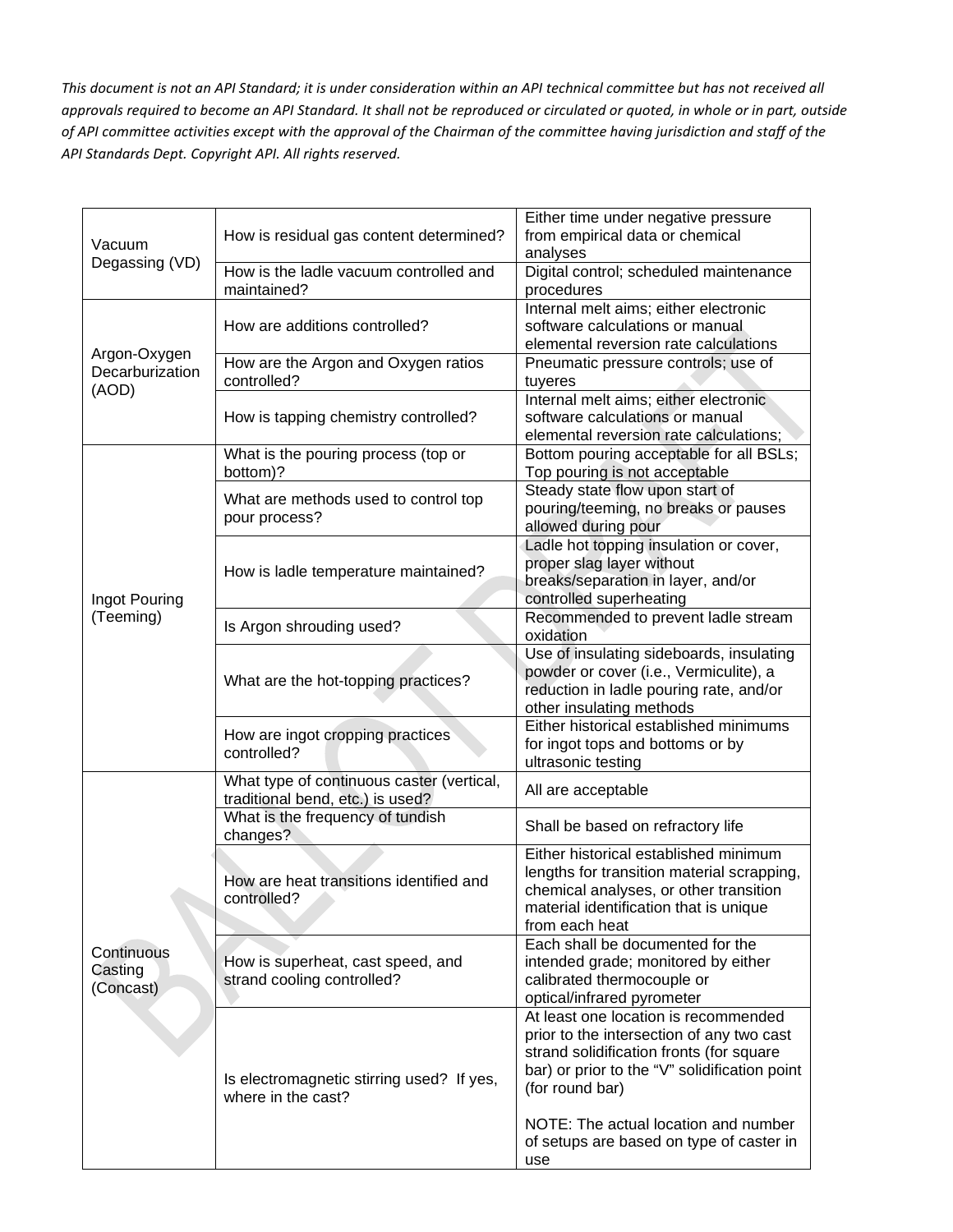*This document is not an API Standard; it is under consideration within an API technical committee but has not received all approvals required to become an API Standard. It shall not be reproduced or circulated or quoted, in whole or in part, outside of API committee activities except with the approval of the Chairman of the committee having jurisdiction and staff of the API Standards Dept. Copyright API. All rights reserved.*

| | | |
|---|---|---|
| Vacuum Degassing (VD) | How is residual gas content determined? | Either time under negative pressure from empirical data or chemical analyses |
| | How is the ladle vacuum controlled and maintained? | Digital control; scheduled maintenance procedures |
| Argon-Oxygen Decarburization (AOD) | How are additions controlled? | Internal melt aims; either electronic software calculations or manual elemental reversion rate calculations |
| | How are the Argon and Oxygen ratios controlled? | Pneumatic pressure controls; use of tuyeres |
| | How is tapping chemistry controlled? | Internal melt aims; either electronic software calculations or manual elemental reversion rate calculations; |
| Ingot Pouring (Teeming) | What is the pouring process (top or bottom)? | Bottom pouring acceptable for all BSLs; Top pouring is not acceptable |
| | What are methods used to control top pour process? | Steady state flow upon start of pouring/teeming, no breaks or pauses allowed during pour |
| | How is ladle temperature maintained? | Ladle hot topping insulation or cover, proper slag layer without breaks/separation in layer, and/or controlled superheating |
| | Is Argon shrouding used? | Recommended to prevent ladle stream oxidation |
| | What are the hot-topping practices? | Use of insulating sideboards, insulating powder or cover (i.e., Vermiculite), a reduction in ladle pouring rate, and/or other insulating methods |
| | How are ingot cropping practices controlled? | Either historical established minimums for ingot tops and bottoms or by ultrasonic testing |
| Continuous Casting (Concast) | What type of continuous caster (vertical, traditional bend, etc.) is used? | All are acceptable |
| | What is the frequency of tundish changes? | Shall be based on refractory life |
| | How are heat transitions identified and controlled? | Either historical established minimum lengths for transition material scrapping, chemical analyses, or other transition material identification that is unique from each heat |
| | How is superheat, cast speed, and strand cooling controlled? | Each shall be documented for the intended grade; monitored by either calibrated thermocouple or optical/infrared pyrometer |
| | Is electromagnetic stirring used? If yes, where in the cast? | At least one location is recommended prior to the intersection of any two cast strand solidification fronts (for square bar) or prior to the "V" solidification point (for round bar)<br><br>NOTE: The actual location and number of setups are based on type of caster in use |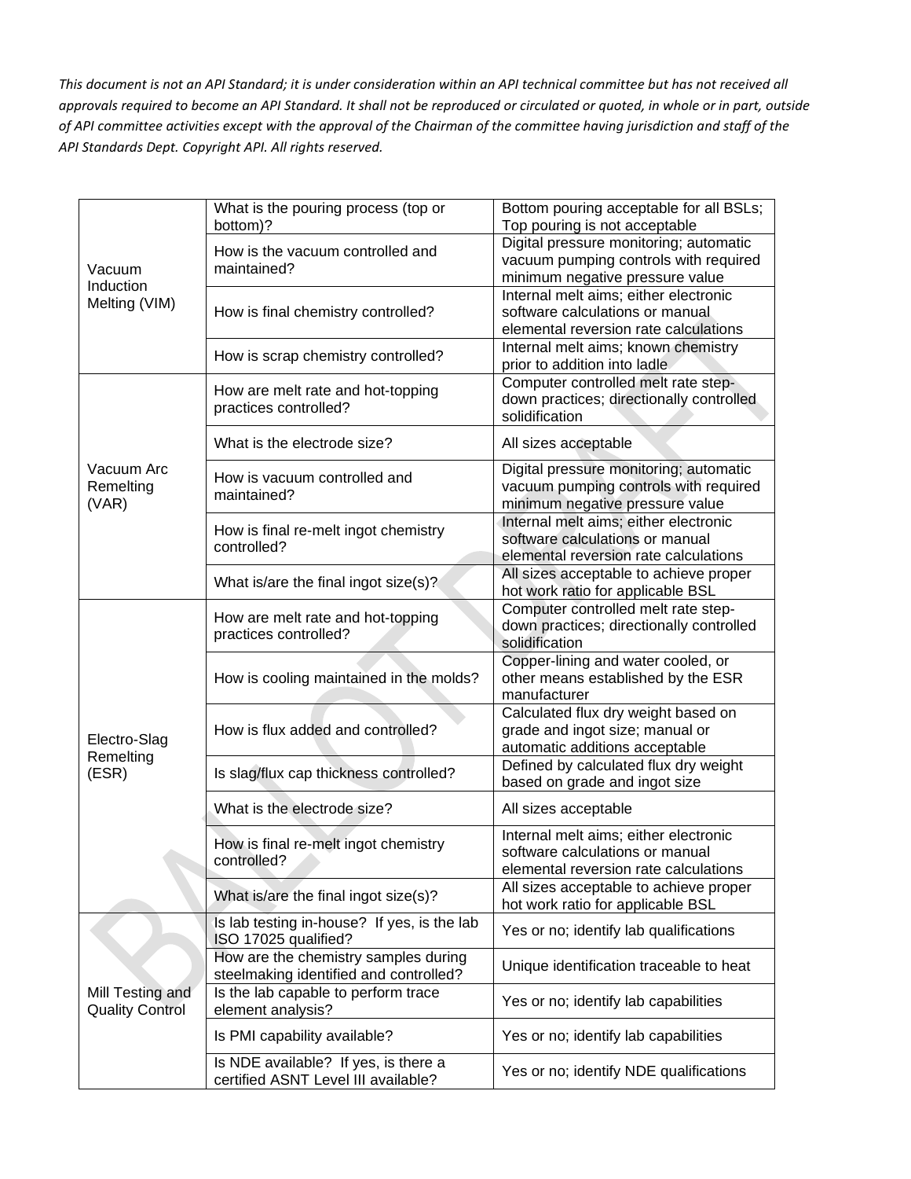*This document is not an API Standard; it is under consideration within an API technical committee but has not received all approvals required to become an API Standard. It shall not be reproduced or circulated or quoted, in whole or in part, outside of API committee activities except with the approval of the Chairman of the committee having jurisdiction and staff of the API Standards Dept. Copyright API. All rights reserved.*

| | | |
|---|---|---|
| Vacuum Induction Melting (VIM) | What is the pouring process (top or bottom)? | Bottom pouring acceptable for all BSLs; Top pouring is not acceptable |
| | How is the vacuum controlled and maintained? | Digital pressure monitoring; automatic vacuum pumping controls with required minimum negative pressure value |
| | How is final chemistry controlled? | Internal melt aims; either electronic software calculations or manual elemental reversion rate calculations |
| | How is scrap chemistry controlled? | Internal melt aims; known chemistry prior to addition into ladle |
| Vacuum Arc Remelting (VAR) | How are melt rate and hot-topping practices controlled? | Computer controlled melt rate step-down practices; directionally controlled solidification |
| | What is the electrode size? | All sizes acceptable |
| | How is vacuum controlled and maintained? | Digital pressure monitoring; automatic vacuum pumping controls with required minimum negative pressure value |
| | How is final re-melt ingot chemistry controlled? | Internal melt aims; either electronic software calculations or manual elemental reversion rate calculations |
| | What is/are the final ingot size(s)? | All sizes acceptable to achieve proper hot work ratio for applicable BSL |
| Electro-Slag Remelting (ESR) | How are melt rate and hot-topping practices controlled? | Computer controlled melt rate step-down practices; directionally controlled solidification |
| | How is cooling maintained in the molds? | Copper-lining and water cooled, or other means established by the ESR manufacturer |
| | How is flux added and controlled? | Calculated flux dry weight based on grade and ingot size; manual or automatic additions acceptable |
| | Is slag/flux cap thickness controlled? | Defined by calculated flux dry weight based on grade and ingot size |
| | What is the electrode size? | All sizes acceptable |
| | How is final re-melt ingot chemistry controlled? | Internal melt aims; either electronic software calculations or manual elemental reversion rate calculations |
| | What is/are the final ingot size(s)? | All sizes acceptable to achieve proper hot work ratio for applicable BSL |
| Mill Testing and Quality Control | Is lab testing in-house? If yes, is the lab ISO 17025 qualified? | Yes or no; identify lab qualifications |
| | How are the chemistry samples during steelmaking identified and controlled? | Unique identification traceable to heat |
| | Is the lab capable to perform trace element analysis? | Yes or no; identify lab capabilities |
| | Is PMI capability available? | Yes or no; identify lab capabilities |
| | Is NDE available? If yes, is there a certified ASNT Level III available? | Yes or no; identify NDE qualifications |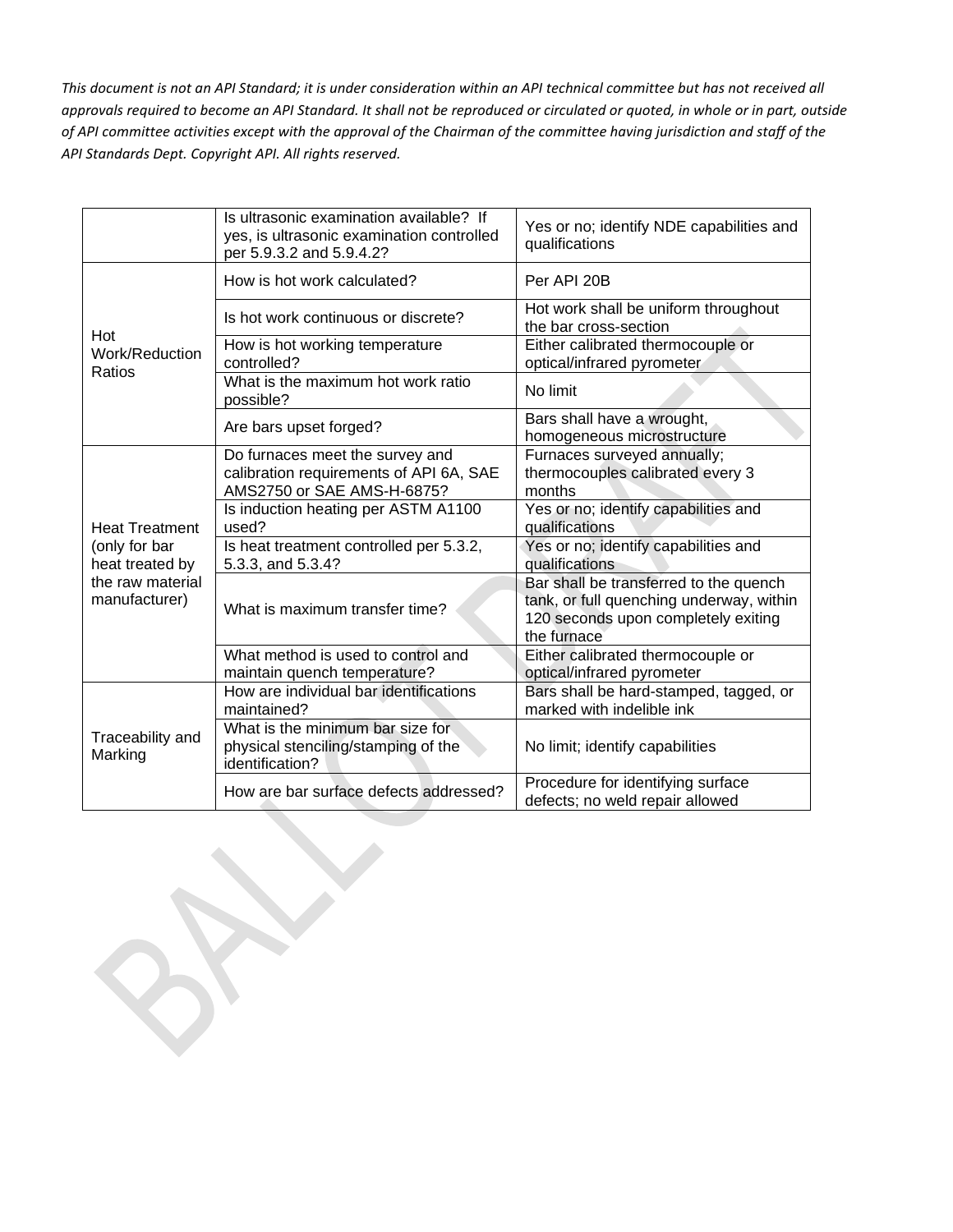*This document is not an API Standard; it is under consideration within an API technical committee but has not received all approvals required to become an API Standard. It shall not be reproduced or circulated or quoted, in whole or in part, outside of API committee activities except with the approval of the Chairman of the committee having jurisdiction and staff of the API Standards Dept. Copyright API. All rights reserved.*

| | | |
|---|---|---|
| | Is ultrasonic examination available? If yes, is ultrasonic examination controlled per 5.9.3.2 and 5.9.4.2? | Yes or no; identify NDE capabilities and qualifications |
| Hot Work/Reduction Ratios | How is hot work calculated? | Per API 20B |
| | Is hot work continuous or discrete? | Hot work shall be uniform throughout the bar cross-section |
| | How is hot working temperature controlled? | Either calibrated thermocouple or optical/infrared pyrometer |
| | What is the maximum hot work ratio possible? | No limit |
| | Are bars upset forged? | Bars shall have a wrought, homogeneous microstructure |
| Heat Treatment (only for bar heat treated by the raw material manufacturer) | Do furnaces meet the survey and calibration requirements of API 6A, SAE AMS2750 or SAE AMS-H-6875? | Furnaces surveyed annually; thermocouples calibrated every 3 months |
| | Is induction heating per ASTM A1100 used? | Yes or no; identify capabilities and qualifications |
| | Is heat treatment controlled per 5.3.2, 5.3.3, and 5.3.4? | Yes or no; identify capabilities and qualifications |
| | What is maximum transfer time? | Bar shall be transferred to the quench tank, or full quenching underway, within 120 seconds upon completely exiting the furnace |
| | What method is used to control and maintain quench temperature? | Either calibrated thermocouple or optical/infrared pyrometer |
| Traceability and Marking | How are individual bar identifications maintained? | Bars shall be hard-stamped, tagged, or marked with indelible ink |
| | What is the minimum bar size for physical stenciling/stamping of the identification? | No limit; identify capabilities |
| | How are bar surface defects addressed? | Procedure for identifying surface defects; no weld repair allowed |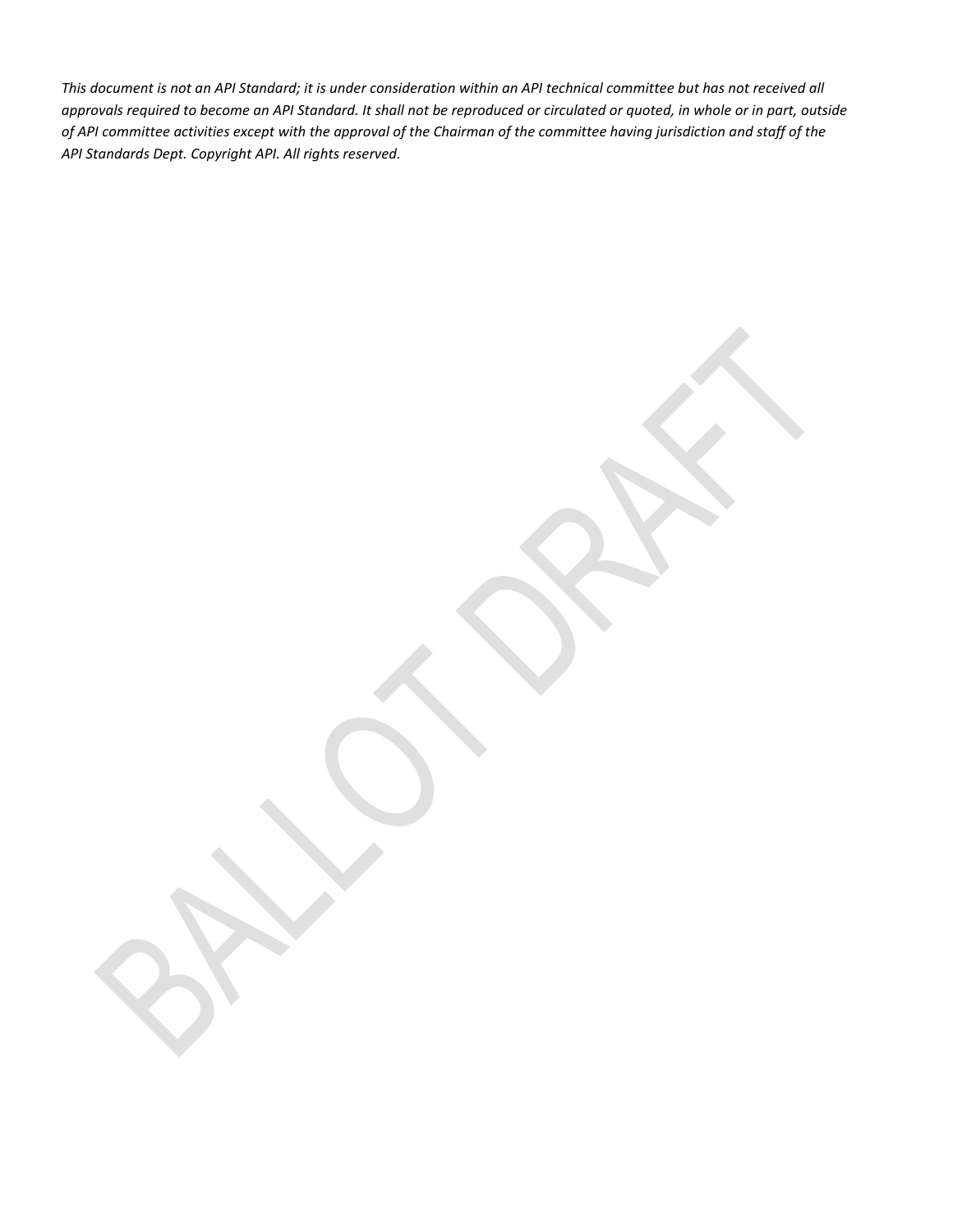*This document is not an API Standard; it is under consideration within an API technical committee but has not received all approvals required to become an API Standard. It shall not be reproduced or circulated or quoted, in whole or in part, outside of API committee activities except with the approval of the Chairman of the committee having jurisdiction and staff of the API Standards Dept. Copyright API. All rights reserved.*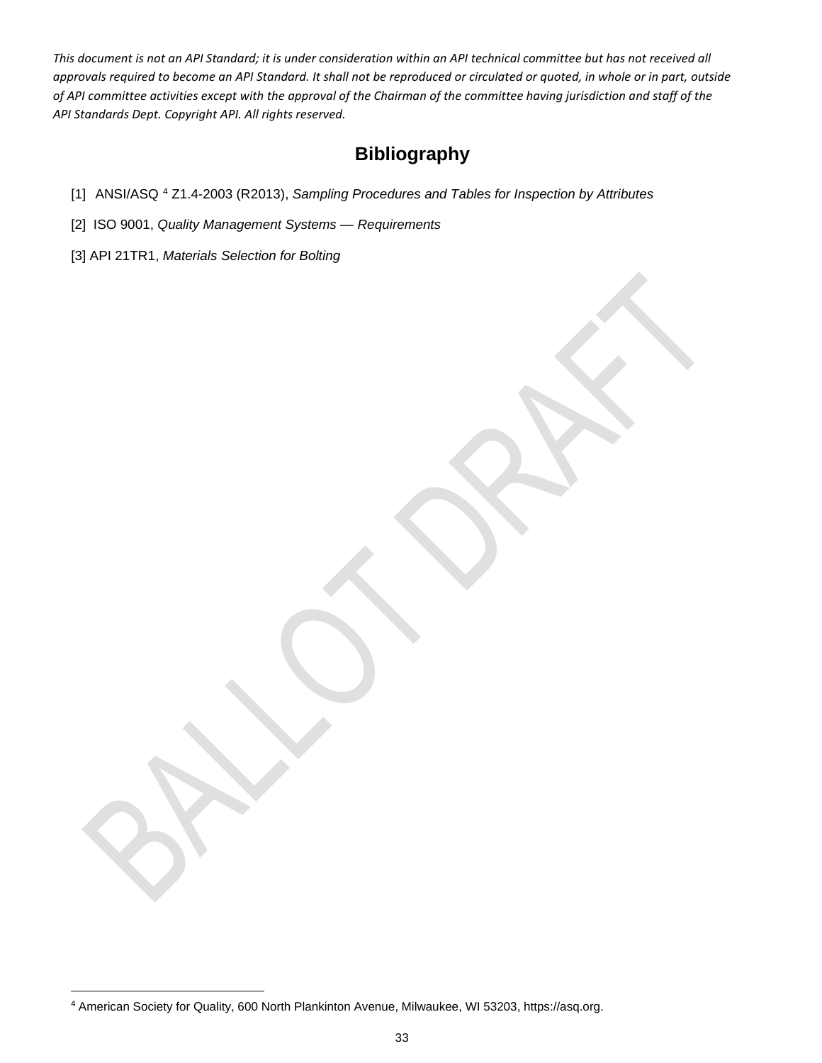# Bibliography

[1] ANSI/ASQ [4] Z1.4-2003 (R2013), *Sampling Procedures and Tables for Inspection by Attributes*

[2] ISO 9001, *Quality Management Systems — Requirements*

[3] API 21TR1, *Materials Selection for Bolting*

[4] American Society for Quality, 600 North Plankinton Avenue, Milwaukee, WI 53203, https://asq.org.